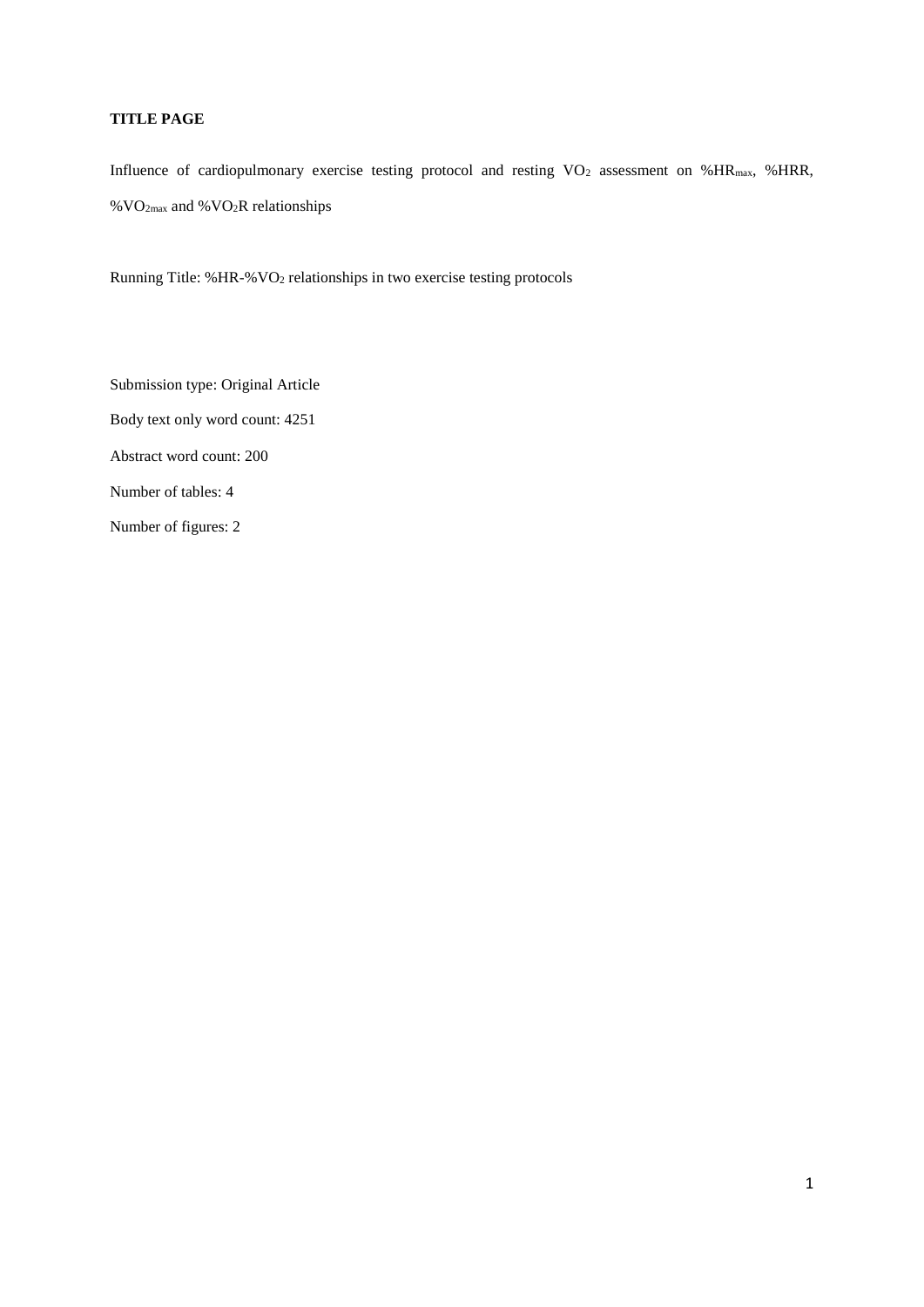**TITLE PAGE**

Influence of cardiopulmonary exercise testing protocol and resting $VO_2$ assessment on $\%HR_{max}$, %HRR, $\%VO_{2max}$ and $\%VO_2R$ relationships

Running Title: $\%HR$-$\%VO_2$ relationships in two exercise testing protocols

Submission type: Original Article

Body text only word count: 4251

Abstract word count: 200

Number of tables: 4

Number of figures: 2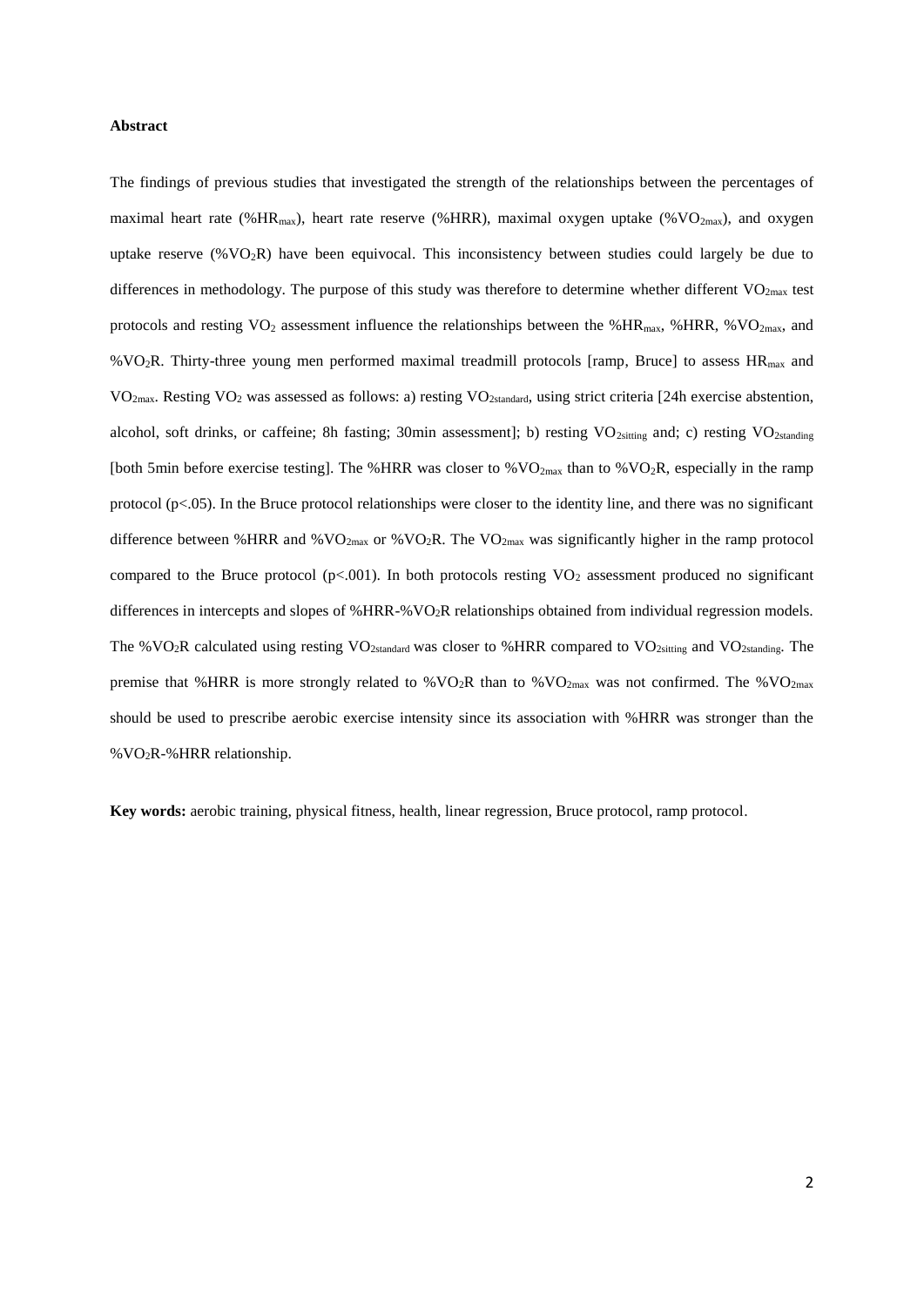**Abstract**

The findings of previous studies that investigated the strength of the relationships between the percentages of maximal heart rate (%$HR_{max}$), heart rate reserve (%HRR), maximal oxygen uptake (%$VO_{2max}$), and oxygen uptake reserve (%$VO_2R$) have been equivocal. This inconsistency between studies could largely be due to differences in methodology. The purpose of this study was therefore to determine whether different $VO_{2max}$ test protocols and resting $VO_2$ assessment influence the relationships between the %$HR_{max}$, %HRR, %$VO_{2max}$, and %$VO_2R$. Thirty-three young men performed maximal treadmill protocols [ramp, Bruce] to assess $HR_{max}$ and $VO_{2max}$. Resting $VO_2$ was assessed as follows: a) resting $VO_{2standard}$, using strict criteria [24h exercise abstention, alcohol, soft drinks, or caffeine; 8h fasting; 30min assessment]; b) resting $VO_{2sitting}$ and; c) resting $VO_{2standing}$ [both 5min before exercise testing]. The %HRR was closer to %$VO_{2max}$ than to %$VO_2R$, especially in the ramp protocol ($p<.05$). In the Bruce protocol relationships were closer to the identity line, and there was no significant difference between %HRR and %$VO_{2max}$ or %$VO_2R$. The $VO_{2max}$ was significantly higher in the ramp protocol compared to the Bruce protocol ($p<.001$). In both protocols resting $VO_2$ assessment produced no significant differences in intercepts and slopes of %HRR-%$VO_2R$ relationships obtained from individual regression models. The %$VO_2R$ calculated using resting $VO_{2standard}$ was closer to %HRR compared to $VO_{2sitting}$ and $VO_{2standing}$. The premise that %HRR is more strongly related to %$VO_2R$ than to %$VO_{2max}$ was not confirmed. The %$VO_{2max}$ should be used to prescribe aerobic exercise intensity since its association with %HRR was stronger than the %$VO_2R$-%HRR relationship.

**Key words:** aerobic training, physical fitness, health, linear regression, Bruce protocol, ramp protocol.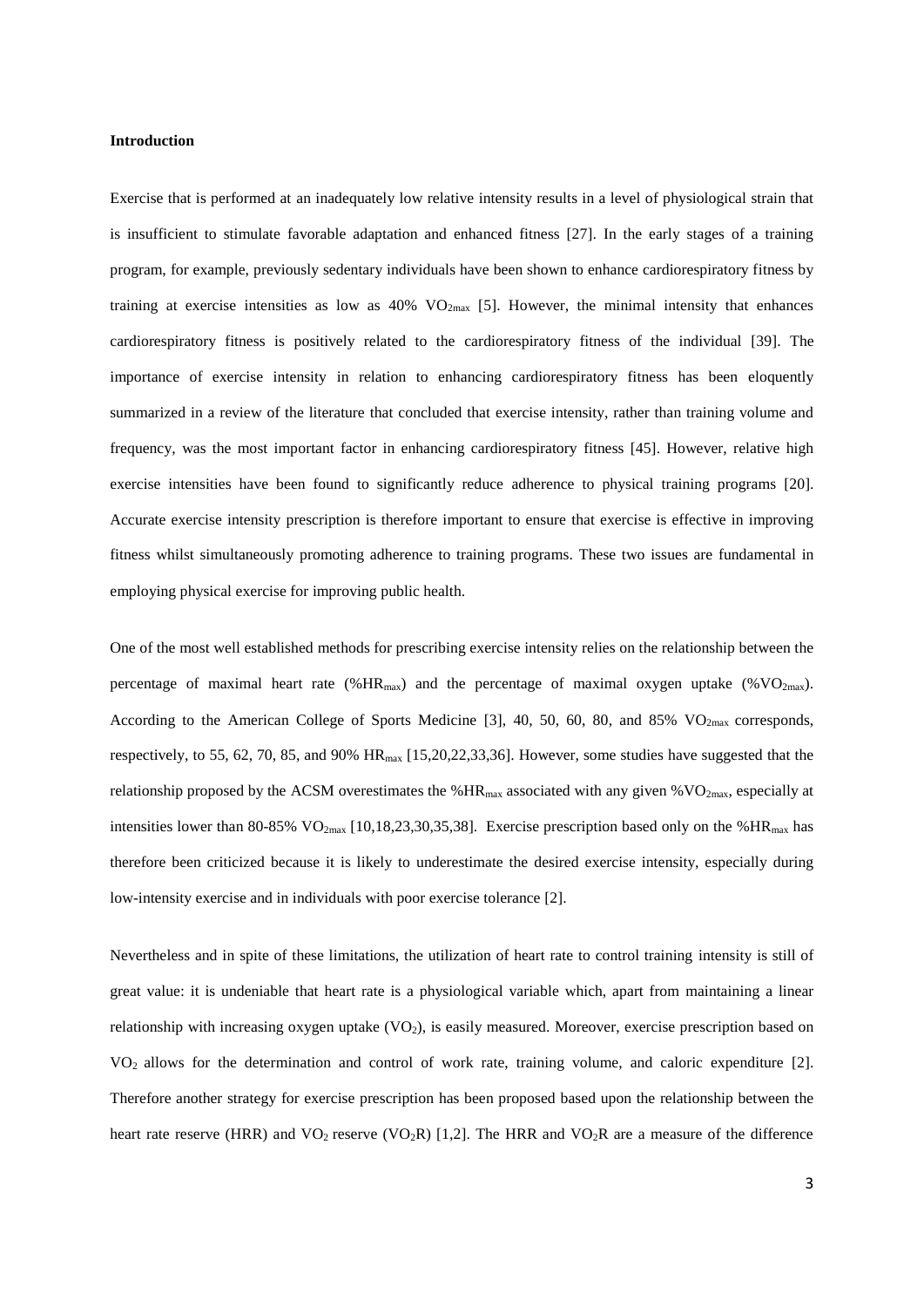**Introduction**

Exercise that is performed at an inadequately low relative intensity results in a level of physiological strain that is insufficient to stimulate favorable adaptation and enhanced fitness [27]. In the early stages of a training program, for example, previously sedentary individuals have been shown to enhance cardiorespiratory fitness by training at exercise intensities as low as 40% $VO_{2max}$ [5]. However, the minimal intensity that enhances cardiorespiratory fitness is positively related to the cardiorespiratory fitness of the individual [39]. The importance of exercise intensity in relation to enhancing cardiorespiratory fitness has been eloquently summarized in a review of the literature that concluded that exercise intensity, rather than training volume and frequency, was the most important factor in enhancing cardiorespiratory fitness [45]. However, relative high exercise intensities have been found to significantly reduce adherence to physical training programs [20]. Accurate exercise intensity prescription is therefore important to ensure that exercise is effective in improving fitness whilst simultaneously promoting adherence to training programs. These two issues are fundamental in employing physical exercise for improving public health.

One of the most well established methods for prescribing exercise intensity relies on the relationship between the percentage of maximal heart rate (%$HR_{max}$) and the percentage of maximal oxygen uptake (%$VO_{2max}$). According to the American College of Sports Medicine [3], 40, 50, 60, 80, and 85% $VO_{2max}$ corresponds, respectively, to 55, 62, 70, 85, and 90% $HR_{max}$ [15,20,22,33,36]. However, some studies have suggested that the relationship proposed by the ACSM overestimates the %$HR_{max}$ associated with any given %$VO_{2max}$, especially at intensities lower than 80-85% $VO_{2max}$ [10,18,23,30,35,38]. Exercise prescription based only on the %$HR_{max}$ has therefore been criticized because it is likely to underestimate the desired exercise intensity, especially during low-intensity exercise and in individuals with poor exercise tolerance [2].

Nevertheless and in spite of these limitations, the utilization of heart rate to control training intensity is still of great value: it is undeniable that heart rate is a physiological variable which, apart from maintaining a linear relationship with increasing oxygen uptake ($VO_2$), is easily measured. Moreover, exercise prescription based on $VO_2$ allows for the determination and control of work rate, training volume, and caloric expenditure [2]. Therefore another strategy for exercise prescription has been proposed based upon the relationship between the heart rate reserve (HRR) and $VO_2$ reserve ($VO_2R$) [1,2]. The HRR and $VO_2R$ are a measure of the difference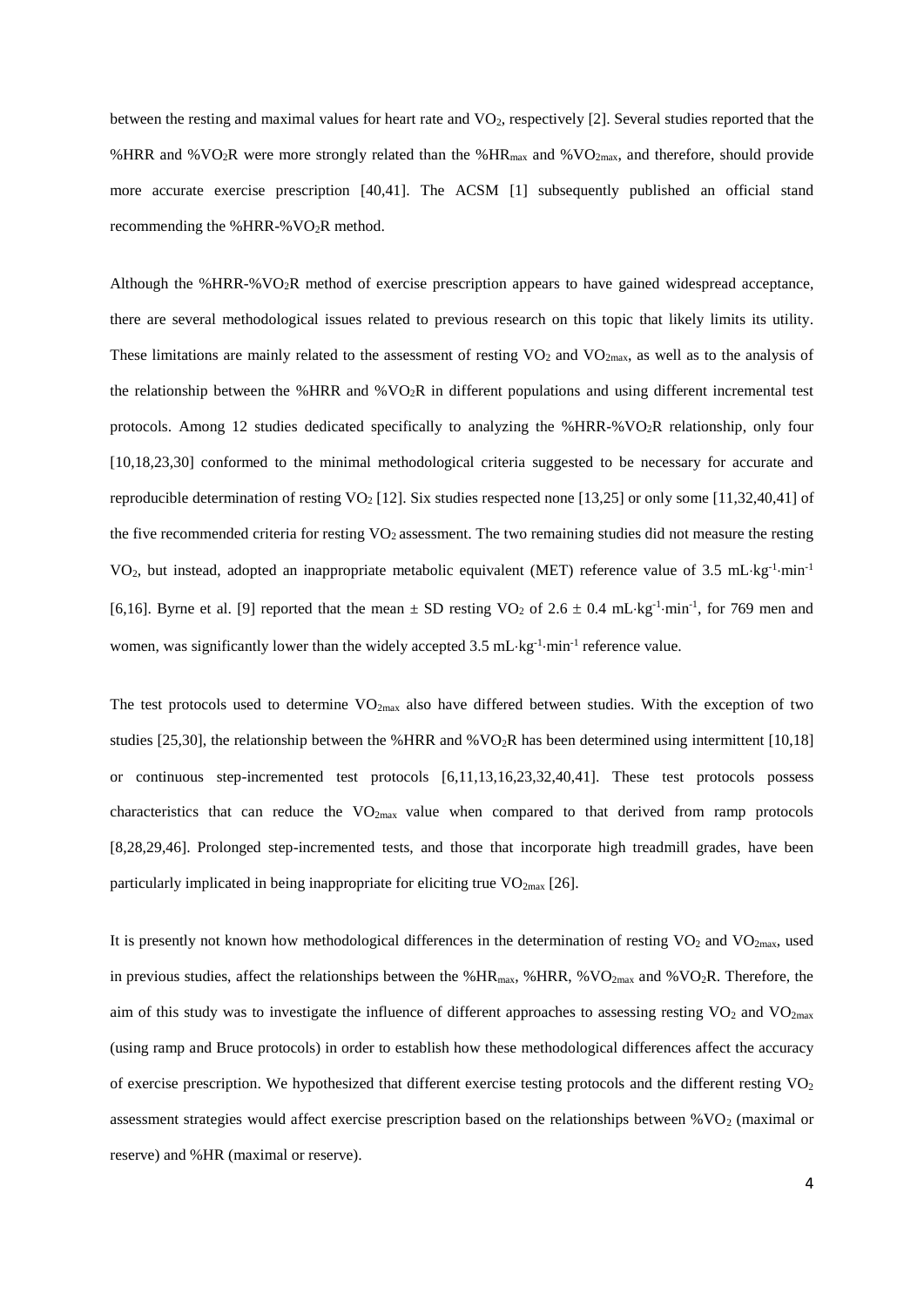between the resting and maximal values for heart rate and $VO_2$, respectively [2]. Several studies reported that the %HRR and $\%VO_2R$ were more strongly related than the $\%HR_{max}$ and $\%VO_{2max}$, and therefore, should provide more accurate exercise prescription [40,41]. The ACSM [1] subsequently published an official stand recommending the %HRR-$\%VO_2R$ method.

Although the %HRR-$\%VO_2R$ method of exercise prescription appears to have gained widespread acceptance, there are several methodological issues related to previous research on this topic that likely limits its utility. These limitations are mainly related to the assessment of resting $VO_2$ and $VO_{2max}$, as well as to the analysis of the relationship between the %HRR and $\%VO_2R$ in different populations and using different incremental test protocols. Among 12 studies dedicated specifically to analyzing the %HRR-$\%VO_2R$ relationship, only four [10,18,23,30] conformed to the minimal methodological criteria suggested to be necessary for accurate and reproducible determination of resting $VO_2$ [12]. Six studies respected none [13,25] or only some [11,32,40,41] of the five recommended criteria for resting $VO_2$ assessment. The two remaining studies did not measure the resting $VO_2$, but instead, adopted an inappropriate metabolic equivalent (MET) reference value of 3.5 $mL \cdot kg^{-1} \cdot min^{-1}$ [6,16]. Byrne et al. [9] reported that the mean ± SD resting $VO_2$ of 2.6 ± 0.4 $mL \cdot kg^{-1} \cdot min^{-1}$, for 769 men and women, was significantly lower than the widely accepted 3.5 $mL \cdot kg^{-1} \cdot min^{-1}$ reference value.

The test protocols used to determine $VO_{2max}$ also have differed between studies. With the exception of two studies [25,30], the relationship between the %HRR and $\%VO_2R$ has been determined using intermittent [10,18] or continuous step-incremented test protocols [6,11,13,16,23,32,40,41]. These test protocols possess characteristics that can reduce the $VO_{2max}$ value when compared to that derived from ramp protocols [8,28,29,46]. Prolonged step-incremented tests, and those that incorporate high treadmill grades, have been particularly implicated in being inappropriate for eliciting true $VO_{2max}$ [26].

It is presently not known how methodological differences in the determination of resting $VO_2$ and $VO_{2max}$, used in previous studies, affect the relationships between the $\%HR_{max}$, %HRR, $\%VO_{2max}$ and $\%VO_2R$. Therefore, the aim of this study was to investigate the influence of different approaches to assessing resting $VO_2$ and $VO_{2max}$ (using ramp and Bruce protocols) in order to establish how these methodological differences affect the accuracy of exercise prescription. We hypothesized that different exercise testing protocols and the different resting $VO_2$ assessment strategies would affect exercise prescription based on the relationships between $\%VO_2$ (maximal or reserve) and %HR (maximal or reserve).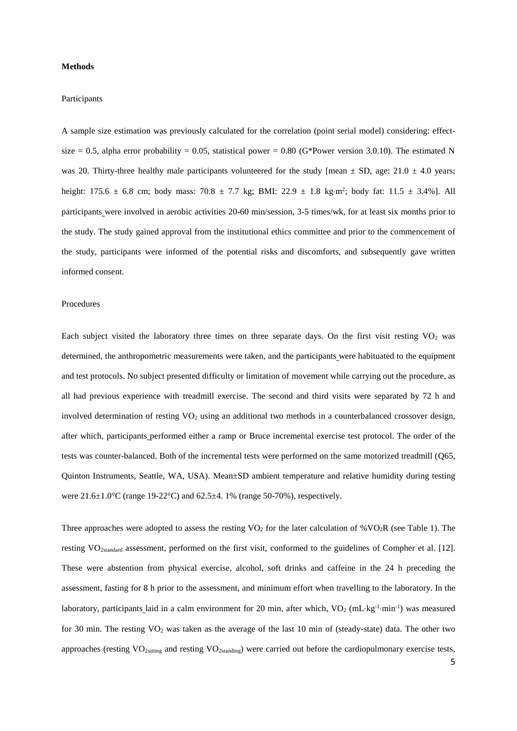**Methods**

Participants

A sample size estimation was previously calculated for the correlation (point serial model) considering: effect-size = 0.5, alpha error probability = 0.05, statistical power = 0.80 (G*Power version 3.0.10). The estimated N was 20. Thirty-three healthy male participants volunteered for the study [mean ± SD, age: 21.0 ± 4.0 years; height: 175.6 ± 6.8 cm; body mass: 70.8 ± 7.7 kg; BMI: 22.9 ± 1.8 kg·m$^2$; body fat: 11.5 ± 3.4%]. All participants were involved in aerobic activities 20-60 min/session, 3-5 times/wk, for at least six months prior to the study. The study gained approval from the institutional ethics committee and prior to the commencement of the study, participants were informed of the potential risks and discomforts, and subsequently gave written informed consent.

Procedures

Each subject visited the laboratory three times on three separate days. On the first visit resting $VO_2$ was determined, the anthropometric measurements were taken, and the participants were habituated to the equipment and test protocols. No subject presented difficulty or limitation of movement while carrying out the procedure, as all had previous experience with treadmill exercise. The second and third visits were separated by 72 h and involved determination of resting $VO_2$ using an additional two methods in a counterbalanced crossover design, after which, participants performed either a ramp or Bruce incremental exercise test protocol. The order of the tests was counter-balanced. Both of the incremental tests were performed on the same motorized treadmill (Q65, Quinton Instruments, Seattle, WA, USA). Mean±SD ambient temperature and relative humidity during testing were 21.6±1.0°C (range 19-22°C) and 62.5±4. 1% (range 50-70%), respectively.

Three approaches were adopted to assess the resting $VO_2$ for the later calculation of $\%VO_2R$ (see Table 1). The resting $VO_{2standard}$ assessment, performed on the first visit, conformed to the guidelines of Compher et al. [12]. These were abstention from physical exercise, alcohol, soft drinks and caffeine in the 24 h preceding the assessment, fasting for 8 h prior to the assessment, and minimum effort when travelling to the laboratory. In the laboratory, participants laid in a calm environment for 20 min, after which, $VO_2$ (mL·kg$^{-1}$·min$^{-1}$) was measured for 30 min. The resting $VO_2$ was taken as the average of the last 10 min of (steady-state) data. The other two approaches (resting $VO_{2sitting}$ and resting $VO_{2standing}$) were carried out before the cardiopulmonary exercise tests,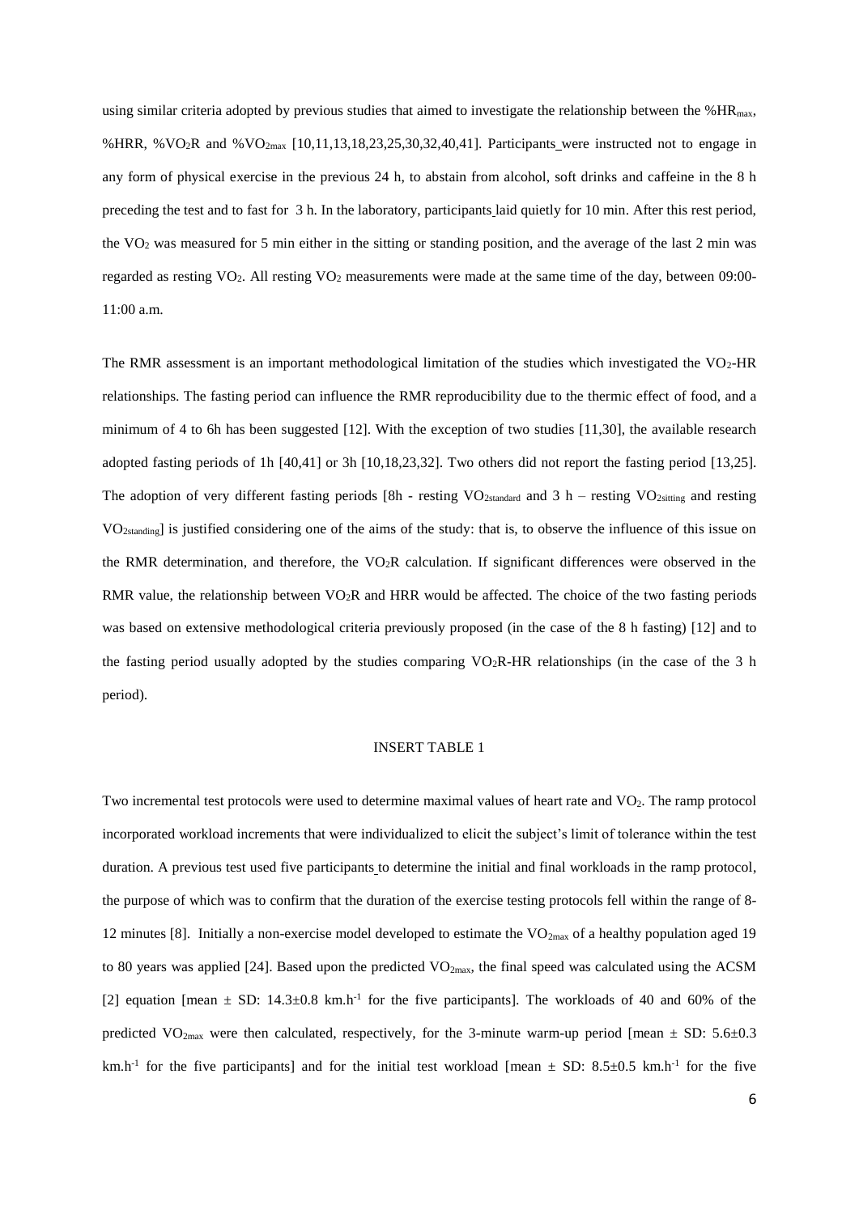using similar criteria adopted by previous studies that aimed to investigate the relationship between the $\%HR_{max}$, %HRR, $\%VO_2R$ and $\%VO_{2max}$ [10,11,13,18,23,25,30,32,40,41]. Participants were instructed not to engage in any form of physical exercise in the previous 24 h, to abstain from alcohol, soft drinks and caffeine in the 8 h preceding the test and to fast for 3 h. In the laboratory, participants laid quietly for 10 min. After this rest period, the $VO_2$ was measured for 5 min either in the sitting or standing position, and the average of the last 2 min was regarded as resting $VO_2$. All resting $VO_2$ measurements were made at the same time of the day, between 09:00-11:00 a.m.

The RMR assessment is an important methodological limitation of the studies which investigated the $VO_2$-HR relationships. The fasting period can influence the RMR reproducibility due to the thermic effect of food, and a minimum of 4 to 6h has been suggested [12]. With the exception of two studies [11,30], the available research adopted fasting periods of 1h [40,41] or 3h [10,18,23,32]. Two others did not report the fasting period [13,25]. The adoption of very different fasting periods [8h - resting $VO_{2standard}$ and 3 h – resting $VO_{2sitting}$ and resting $VO_{2standing}$] is justified considering one of the aims of the study: that is, to observe the influence of this issue on the RMR determination, and therefore, the $VO_2R$ calculation. If significant differences were observed in the RMR value, the relationship between $VO_2R$ and HRR would be affected. The choice of the two fasting periods was based on extensive methodological criteria previously proposed (in the case of the 8 h fasting) [12] and to the fasting period usually adopted by the studies comparing $VO_2R$-HR relationships (in the case of the 3 h period).

INSERT TABLE 1

Two incremental test protocols were used to determine maximal values of heart rate and $VO_2$. The ramp protocol incorporated workload increments that were individualized to elicit the subject's limit of tolerance within the test duration. A previous test used five participants to determine the initial and final workloads in the ramp protocol, the purpose of which was to confirm that the duration of the exercise testing protocols fell within the range of 8-12 minutes [8]. Initially a non-exercise model developed to estimate the $VO_{2max}$ of a healthy population aged 19 to 80 years was applied [24]. Based upon the predicted $VO_{2max}$, the final speed was calculated using the ACSM [2] equation [mean ± SD: 14.3±0.8 $km.h^{-1}$ for the five participants]. The workloads of 40 and 60% of the predicted $VO_{2max}$ were then calculated, respectively, for the 3-minute warm-up period [mean ± SD: 5.6±0.3 $km.h^{-1}$ for the five participants] and for the initial test workload [mean ± SD: 8.5±0.5 $km.h^{-1}$ for the five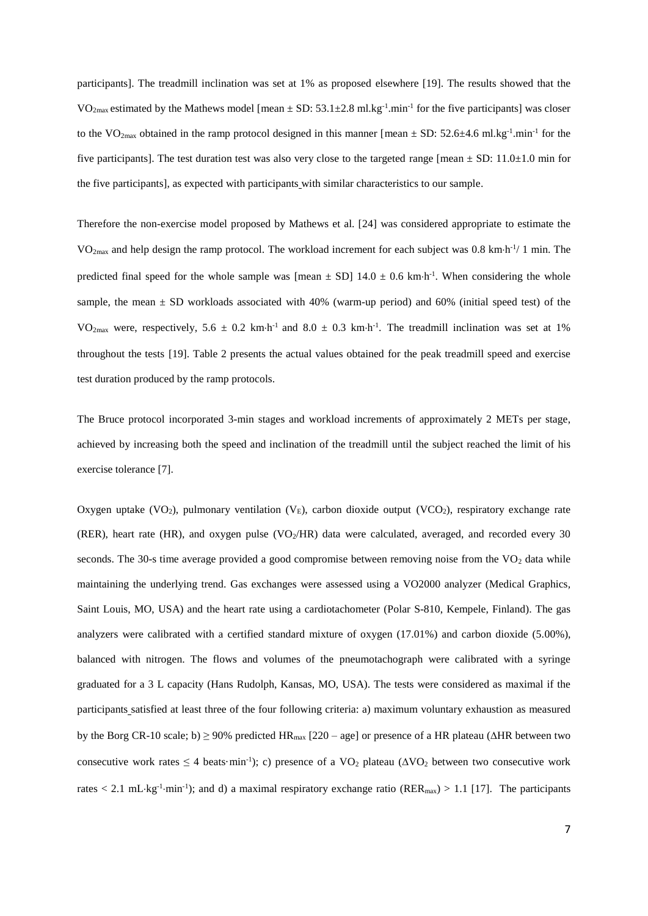participants]. The treadmill inclination was set at 1% as proposed elsewhere [19]. The results showed that the $VO_{2max}$ estimated by the Mathews model [mean ± SD: 53.1±2.8 $ml.kg^{-1}.min^{-1}$ for the five participants] was closer to the $VO_{2max}$ obtained in the ramp protocol designed in this manner [mean ± SD: 52.6±4.6 $ml.kg^{-1}.min^{-1}$ for the five participants]. The test duration test was also very close to the targeted range [mean ± SD: 11.0±1.0 min for the five participants], as expected with participants with similar characteristics to our sample.

Therefore the non-exercise model proposed by Mathews et al. [24] was considered appropriate to estimate the $VO_{2max}$ and help design the ramp protocol. The workload increment for each subject was 0.8 $km \cdot h^{-1}$/ 1 min. The predicted final speed for the whole sample was [mean ± SD] 14.0 ± 0.6 $km \cdot h^{-1}$. When considering the whole sample, the mean ± SD workloads associated with 40% (warm-up period) and 60% (initial speed test) of the $VO_{2max}$ were, respectively, 5.6 ± 0.2 $km \cdot h^{-1}$ and 8.0 ± 0.3 $km \cdot h^{-1}$. The treadmill inclination was set at 1% throughout the tests [19]. Table 2 presents the actual values obtained for the peak treadmill speed and exercise test duration produced by the ramp protocols.

The Bruce protocol incorporated 3-min stages and workload increments of approximately 2 METs per stage, achieved by increasing both the speed and inclination of the treadmill until the subject reached the limit of his exercise tolerance [7].

Oxygen uptake ($VO_2$), pulmonary ventilation ($V_E$), carbon dioxide output ($VCO_2$), respiratory exchange rate (RER), heart rate (HR), and oxygen pulse ($VO_2$/HR) data were calculated, averaged, and recorded every 30 seconds. The 30-s time average provided a good compromise between removing noise from the $VO_2$ data while maintaining the underlying trend. Gas exchanges were assessed using a VO2000 analyzer (Medical Graphics, Saint Louis, MO, USA) and the heart rate using a cardiotachometer (Polar S-810, Kempele, Finland). The gas analyzers were calibrated with a certified standard mixture of oxygen (17.01%) and carbon dioxide (5.00%), balanced with nitrogen. The flows and volumes of the pneumotachograph were calibrated with a syringe graduated for a 3 L capacity (Hans Rudolph, Kansas, MO, USA). The tests were considered as maximal if the participants satisfied at least three of the four following criteria: a) maximum voluntary exhaustion as measured by the Borg CR-10 scale; b) ≥ 90% predicted $HR_{max}$ [220 – age] or presence of a HR plateau (ΔHR between two consecutive work rates ≤ 4 $beats \cdot min^{-1}$); c) presence of a $VO_2$ plateau ($\Delta VO_2$ between two consecutive work rates < 2.1 $mL \cdot kg^{-1} \cdot min^{-1}$); and d) a maximal respiratory exchange ratio ($RER_{max}$) > 1.1 [17]. The participants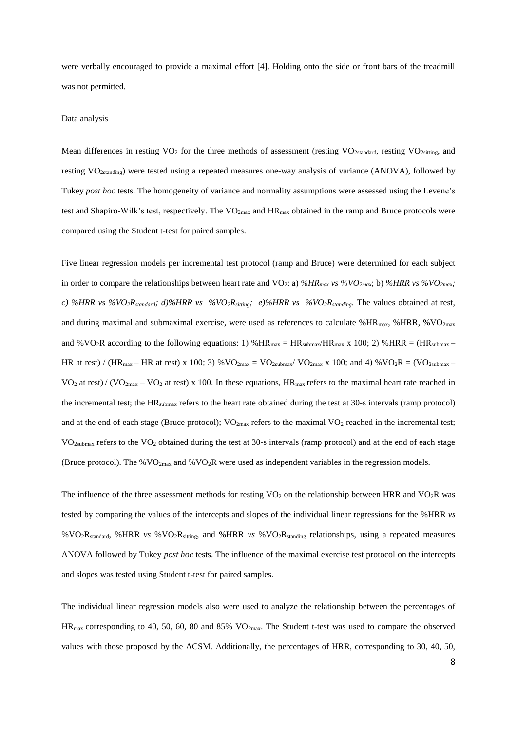were verbally encouraged to provide a maximal effort [4]. Holding onto the side or front bars of the treadmill was not permitted.

Data analysis

Mean differences in resting $VO_2$ for the three methods of assessment (resting $VO_{2standard}$, resting $VO_{2sitting}$, and resting $VO_{2standing}$) were tested using a repeated measures one-way analysis of variance (ANOVA), followed by Tukey *post hoc* tests. The homogeneity of variance and normality assumptions were assessed using the Levene's test and Shapiro-Wilk's test, respectively. The $VO_{2max}$ and $HR_{max}$ obtained in the ramp and Bruce protocols were compared using the Student t-test for paired samples.

Five linear regression models per incremental test protocol (ramp and Bruce) were determined for each subject in order to compare the relationships between heart rate and $VO_2$: a) *%$HR_{max}$ vs %$VO_{2max}$*; b) *%HRR vs %$VO_{2max}$; c) %HRR vs %$VO_2R_{standard}$; d)%HRR vs %$VO_2R_{sitting}$; e)%HRR vs %$VO_2R_{standing}$*. The values obtained at rest, and during maximal and submaximal exercise, were used as references to calculate %$HR_{max}$, %HRR, %$VO_{2max}$ and %$VO_2R$ according to the following equations: 1) %$HR_{max}$ = $HR_{submax}$/$HR_{max}$ x 100; 2) %HRR = ($HR_{submax}$ – HR at rest) / ($HR_{max}$ – HR at rest) x 100; 3) %$VO_{2max}$ = $VO_{2submax}$/ $VO_{2max}$ x 100; and 4) %$VO_2R$ = ($VO_{2submax}$ – $VO_2$ at rest) / ($VO_{2max}$ – $VO_2$ at rest) x 100. In these equations, $HR_{max}$ refers to the maximal heart rate reached in the incremental test; the $HR_{submax}$ refers to the heart rate obtained during the test at 30-s intervals (ramp protocol) and at the end of each stage (Bruce protocol); $VO_{2max}$ refers to the maximal $VO_2$ reached in the incremental test; $VO_{2submax}$ refers to the $VO_2$ obtained during the test at 30-s intervals (ramp protocol) and at the end of each stage (Bruce protocol). The %$VO_{2max}$ and %$VO_2R$ were used as independent variables in the regression models.

The influence of the three assessment methods for resting $VO_2$ on the relationship between HRR and $VO_2R$ was tested by comparing the values of the intercepts and slopes of the individual linear regressions for the %HRR *vs* %$VO_2R_{standard}$, %HRR *vs* %$VO_2R_{sitting}$, and %HRR *vs* %$VO_2R_{standing}$ relationships, using a repeated measures ANOVA followed by Tukey *post hoc* tests. The influence of the maximal exercise test protocol on the intercepts and slopes was tested using Student t-test for paired samples.

The individual linear regression models also were used to analyze the relationship between the percentages of $HR_{max}$ corresponding to 40, 50, 60, 80 and 85% $VO_{2max}$. The Student t-test was used to compare the observed values with those proposed by the ACSM. Additionally, the percentages of HRR, corresponding to 30, 40, 50,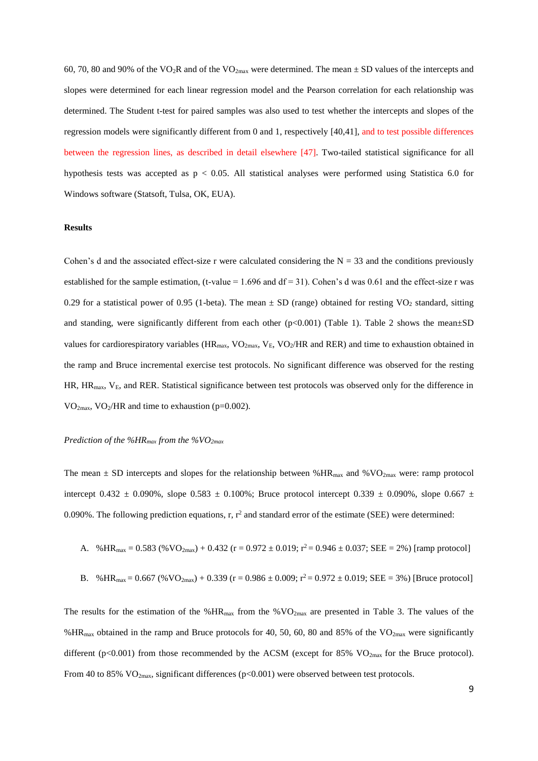60, 70, 80 and 90% of the $VO_2R$ and of the $VO_{2max}$ were determined. The mean ± SD values of the intercepts and slopes were determined for each linear regression model and the Pearson correlation for each relationship was determined. The Student t-test for paired samples was also used to test whether the intercepts and slopes of the regression models were significantly different from 0 and 1, respectively [40,41], and to test possible differences between the regression lines, as described in detail elsewhere [47]. Two-tailed statistical significance for all hypothesis tests was accepted as $p < 0.05$. All statistical analyses were performed using Statistica 6.0 for Windows software (Statsoft, Tulsa, OK, EUA).

**Results**

Cohen's d and the associated effect-size r were calculated considering the N = 33 and the conditions previously established for the sample estimation, (t-value = 1.696 and df = 31). Cohen's d was 0.61 and the effect-size r was 0.29 for a statistical power of 0.95 (1-beta). The mean ± SD (range) obtained for resting $VO_2$ standard, sitting and standing, were significantly different from each other ($p<0.001$) (Table 1). Table 2 shows the mean±SD values for cardiorespiratory variables ($HR_{max}$, $VO_{2max}$, $V_E$, $VO_2$/HR and RER) and time to exhaustion obtained in the ramp and Bruce incremental exercise test protocols. No significant difference was observed for the resting HR, $HR_{max}$, $V_E$, and RER. Statistical significance between test protocols was observed only for the difference in $VO_{2max}$, $VO_2$/HR and time to exhaustion ($p=0.002$).

*Prediction of the %$HR_{max}$ from the %$VO_{2max}$*

The mean ± SD intercepts and slopes for the relationship between %$HR_{max}$ and %$VO_{2max}$ were: ramp protocol intercept 0.432 ± 0.090%, slope 0.583 ± 0.100%; Bruce protocol intercept 0.339 ± 0.090%, slope 0.667 ± 0.090%. The following prediction equations, r, $r^2$ and standard error of the estimate (SEE) were determined:

A. $\%HR_{max} = 0.583 (\%VO_{2max}) + 0.432$ ($r = 0.972 \pm 0.019$; $r^2 = 0.946 \pm 0.037$; SEE = 2%) [ramp protocol]

B. $\%HR_{max} = 0.667 (\%VO_{2max}) + 0.339$ ($r = 0.986 \pm 0.009$; $r^2 = 0.972 \pm 0.019$; SEE = 3%) [Bruce protocol]

The results for the estimation of the %$HR_{max}$ from the %$VO_{2max}$ are presented in Table 3. The values of the %$HR_{max}$ obtained in the ramp and Bruce protocols for 40, 50, 60, 80 and 85% of the $VO_{2max}$ were significantly different ($p<0.001$) from those recommended by the ACSM (except for 85% $VO_{2max}$ for the Bruce protocol). From 40 to 85% $VO_{2max}$, significant differences ($p<0.001$) were observed between test protocols.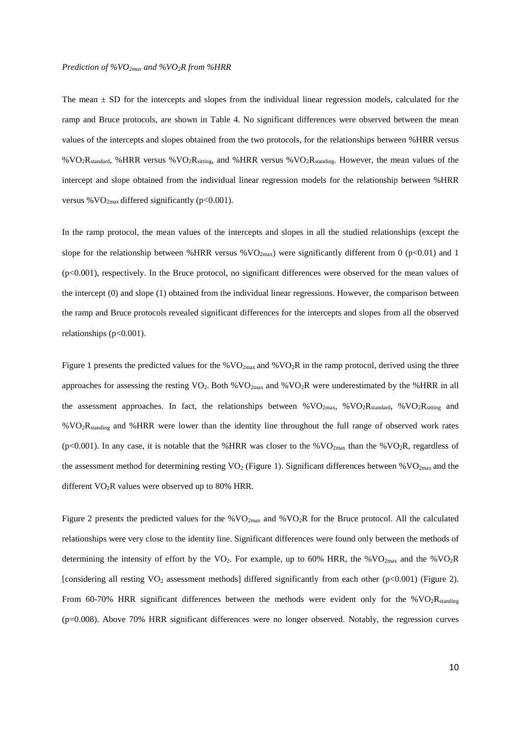*Prediction of %$VO_{2max}$ and %$VO_2R$ from %HRR*

The mean ± SD for the intercepts and slopes from the individual linear regression models, calculated for the ramp and Bruce protocols, are shown in Table 4. No significant differences were observed between the mean values of the intercepts and slopes obtained from the two protocols, for the relationships between %HRR versus %$VO_2R_{standard}$, %HRR versus %$VO_2R_{sitting}$, and %HRR versus %$VO_2R_{standing}$. However, the mean values of the intercept and slope obtained from the individual linear regression models for the relationship between %HRR versus %$VO_{2max}$ differed significantly ($p<0.001$).

In the ramp protocol, the mean values of the intercepts and slopes in all the studied relationships (except the slope for the relationship between %HRR versus %$VO_{2max}$) were significantly different from 0 ($p<0.01$) and 1 ($p<0.001$), respectively. In the Bruce protocol, no significant differences were observed for the mean values of the intercept (0) and slope (1) obtained from the individual linear regressions. However, the comparison between the ramp and Bruce protocols revealed significant differences for the intercepts and slopes from all the observed relationships ($p<0.001$).

Figure 1 presents the predicted values for the %$VO_{2max}$ and %$VO_2R$ in the ramp protocol, derived using the three approaches for assessing the resting $VO_2$. Both %$VO_{2max}$ and %$VO_2R$ were underestimated by the %HRR in all the assessment approaches. In fact, the relationships between %$VO_{2max}$, %$VO_2R_{standard}$, %$VO_2R_{sitting}$ and %$VO_2R_{standing}$ and %HRR were lower than the identity line throughout the full range of observed work rates ($p<0.001$). In any case, it is notable that the %HRR was closer to the %$VO_{2max}$ than the %$VO_2R$, regardless of the assessment method for determining resting $VO_2$ (Figure 1). Significant differences between %$VO_{2max}$ and the different $VO_2R$ values were observed up to 80% HRR.

Figure 2 presents the predicted values for the %$VO_{2max}$ and %$VO_2R$ for the Bruce protocol. All the calculated relationships were very close to the identity line. Significant differences were found only between the methods of determining the intensity of effort by the $VO_2$. For example, up to 60% HRR, the %$VO_{2max}$ and the %$VO_2R$ [considering all resting $VO_2$ assessment methods] differed significantly from each other ($p<0.001$) (Figure 2). From 60-70% HRR significant differences between the methods were evident only for the %$VO_2R_{standing}$ ($p=0.008$). Above 70% HRR significant differences were no longer observed. Notably, the regression curves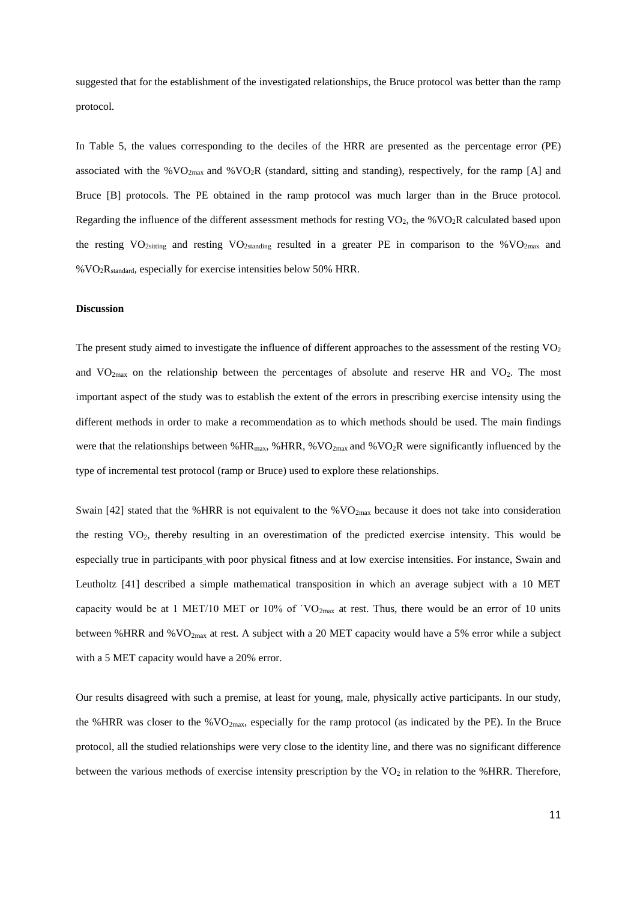suggested that for the establishment of the investigated relationships, the Bruce protocol was better than the ramp protocol.

In Table 5, the values corresponding to the deciles of the HRR are presented as the percentage error (PE) associated with the $\%VO_{2max}$ and $\%VO_2R$ (standard, sitting and standing), respectively, for the ramp [A] and Bruce [B] protocols. The PE obtained in the ramp protocol was much larger than in the Bruce protocol. Regarding the influence of the different assessment methods for resting $VO_2$, the $\%VO_2R$ calculated based upon the resting $VO_{2sitting}$ and resting $VO_{2standing}$ resulted in a greater PE in comparison to the $\%VO_{2max}$ and $\%VO_2R_{standard}$, especially for exercise intensities below 50% HRR.

**Discussion**

The present study aimed to investigate the influence of different approaches to the assessment of the resting $VO_2$ and $VO_{2max}$ on the relationship between the percentages of absolute and reserve HR and $VO_2$. The most important aspect of the study was to establish the extent of the errors in prescribing exercise intensity using the different methods in order to make a recommendation as to which methods should be used. The main findings were that the relationships between $\%HR_{max}$, %HRR, $\%VO_{2max}$ and $\%VO_2R$ were significantly influenced by the type of incremental test protocol (ramp or Bruce) used to explore these relationships.

Swain [42] stated that the %HRR is not equivalent to the $\%VO_{2max}$ because it does not take into consideration the resting $VO_2$, thereby resulting in an overestimation of the predicted exercise intensity. This would be especially true in participants with poor physical fitness and at low exercise intensities. For instance, Swain and Leutholtz [41] described a simple mathematical transposition in which an average subject with a 10 MET capacity would be at 1 MET/10 MET or 10% of $\dot{V}O_{2max}$ at rest. Thus, there would be an error of 10 units between %HRR and $\%VO_{2max}$ at rest. A subject with a 20 MET capacity would have a 5% error while a subject with a 5 MET capacity would have a 20% error.

Our results disagreed with such a premise, at least for young, male, physically active participants. In our study, the %HRR was closer to the $\%VO_{2max}$, especially for the ramp protocol (as indicated by the PE). In the Bruce protocol, all the studied relationships were very close to the identity line, and there was no significant difference between the various methods of exercise intensity prescription by the $VO_2$ in relation to the %HRR. Therefore,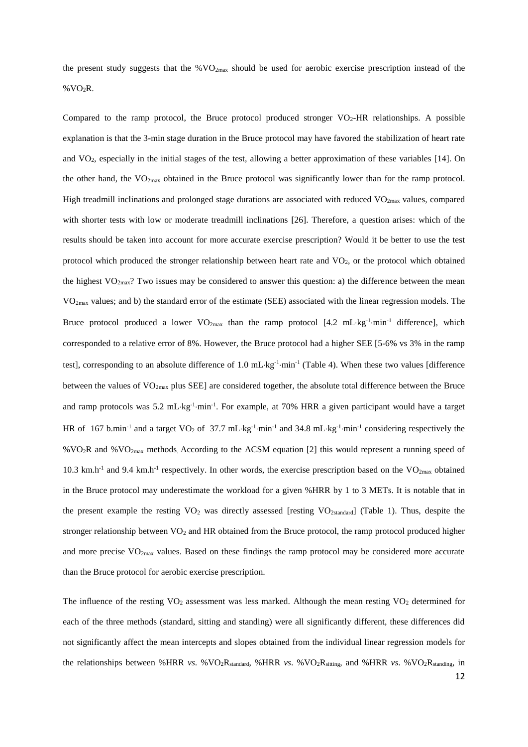the present study suggests that the $\%VO_{2max}$ should be used for aerobic exercise prescription instead of the $\%VO_2R$.

Compared to the ramp protocol, the Bruce protocol produced stronger $VO_2$-HR relationships. A possible explanation is that the 3-min stage duration in the Bruce protocol may have favored the stabilization of heart rate and $VO_2$, especially in the initial stages of the test, allowing a better approximation of these variables [14]. On the other hand, the $VO_{2max}$ obtained in the Bruce protocol was significantly lower than for the ramp protocol. High treadmill inclinations and prolonged stage durations are associated with reduced $VO_{2max}$ values, compared with shorter tests with low or moderate treadmill inclinations [26]. Therefore, a question arises: which of the results should be taken into account for more accurate exercise prescription? Would it be better to use the test protocol which produced the stronger relationship between heart rate and $VO_2$, or the protocol which obtained the highest $VO_{2max}$? Two issues may be considered to answer this question: a) the difference between the mean $VO_{2max}$ values; and b) the standard error of the estimate (SEE) associated with the linear regression models. The Bruce protocol produced a lower $VO_{2max}$ than the ramp protocol [4.2 $mL \cdot kg^{-1} \cdot min^{-1}$ difference], which corresponded to a relative error of 8%. However, the Bruce protocol had a higher SEE [5-6% vs 3% in the ramp test], corresponding to an absolute difference of 1.0 $mL \cdot kg^{-1} \cdot min^{-1}$ (Table 4). When these two values [difference between the values of $VO_{2max}$ plus SEE] are considered together, the absolute total difference between the Bruce and ramp protocols was 5.2 $mL \cdot kg^{-1} \cdot min^{-1}$. For example, at 70% HRR a given participant would have a target HR of 167 $b.min^{-1}$ and a target $VO_2$ of 37.7 $mL \cdot kg^{-1} \cdot min^{-1}$ and 34.8 $mL \cdot kg^{-1} \cdot min^{-1}$ considering respectively the $\%VO_2R$ and $\%VO_{2max}$ methods. According to the ACSM equation [2] this would represent a running speed of 10.3 $km.h^{-1}$ and 9.4 $km.h^{-1}$ respectively. In other words, the exercise prescription based on the $VO_{2max}$ obtained in the Bruce protocol may underestimate the workload for a given %HRR by 1 to 3 METs. It is notable that in the present example the resting $VO_2$ was directly assessed [resting $VO_{2standard}$] (Table 1). Thus, despite the stronger relationship between $VO_2$ and HR obtained from the Bruce protocol, the ramp protocol produced higher and more precise $VO_{2max}$ values. Based on these findings the ramp protocol may be considered more accurate than the Bruce protocol for aerobic exercise prescription.

The influence of the resting $VO_2$ assessment was less marked. Although the mean resting $VO_2$ determined for each of the three methods (standard, sitting and standing) were all significantly different, these differences did not significantly affect the mean intercepts and slopes obtained from the individual linear regression models for the relationships between %HRR *vs*. $\%VO_2R_{standard}$, %HRR *vs*. $\%VO_2R_{sitting}$, and %HRR *vs*. $\%VO_2R_{standing}$, in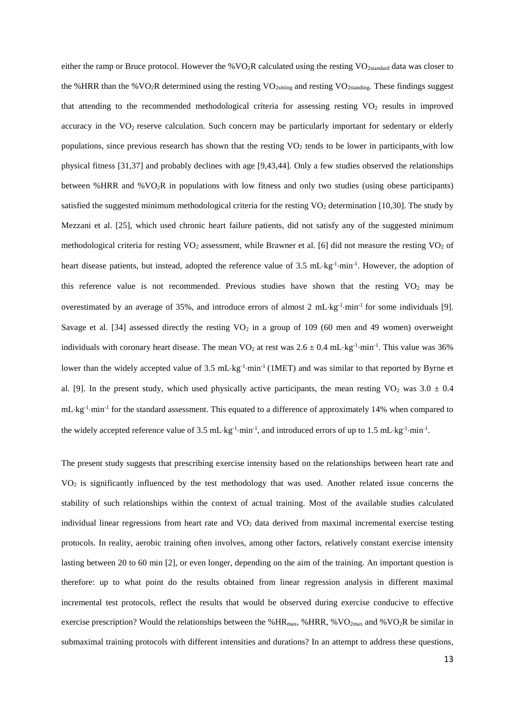either the ramp or Bruce protocol. However the $\%VO_2R$ calculated using the resting $VO_{2standard}$ data was closer to the %HRR than the $\%VO_2R$ determined using the resting $VO_{2sitting}$ and resting $VO_{2standing}$. These findings suggest that attending to the recommended methodological criteria for assessing resting $VO_2$ results in improved accuracy in the $VO_2$ reserve calculation. Such concern may be particularly important for sedentary or elderly populations, since previous research has shown that the resting $VO_2$ tends to be lower in participants with low physical fitness [31,37] and probably declines with age [9,43,44]. Only a few studies observed the relationships between %HRR and $\%VO_2R$ in populations with low fitness and only two studies (using obese participants) satisfied the suggested minimum methodological criteria for the resting $VO_2$ determination [10,30]. The study by Mezzani et al. [25], which used chronic heart failure patients, did not satisfy any of the suggested minimum methodological criteria for resting $VO_2$ assessment, while Brawner et al. [6] did not measure the resting $VO_2$ of heart disease patients, but instead, adopted the reference value of 3.5 $mL{\cdot}kg^{-1}{\cdot}min^{-1}$. However, the adoption of this reference value is not recommended. Previous studies have shown that the resting $VO_2$ may be overestimated by an average of 35%, and introduce errors of almost 2 $mL{\cdot}kg^{-1}{\cdot}min^{-1}$ for some individuals [9]. Savage et al. [34] assessed directly the resting $VO_2$ in a group of 109 (60 men and 49 women) overweight individuals with coronary heart disease. The mean $VO_2$ at rest was $2.6 \pm 0.4$ $mL{\cdot}kg^{-1}{\cdot}min^{-1}$. This value was 36% lower than the widely accepted value of 3.5 $mL{\cdot}kg^{-1}{\cdot}min^{-1}$ (1MET) and was similar to that reported by Byrne et al. [9]. In the present study, which used physically active participants, the mean resting $VO_2$ was $3.0 \pm 0.4$ $mL{\cdot}kg^{-1}{\cdot}min^{-1}$ for the standard assessment. This equated to a difference of approximately 14% when compared to the widely accepted reference value of 3.5 $mL{\cdot}kg^{-1}{\cdot}min^{-1}$, and introduced errors of up to 1.5 $mL{\cdot}kg^{-1}{\cdot}min^{-1}$.

The present study suggests that prescribing exercise intensity based on the relationships between heart rate and $VO_2$ is significantly influenced by the test methodology that was used. Another related issue concerns the stability of such relationships within the context of actual training. Most of the available studies calculated individual linear regressions from heart rate and $VO_2$ data derived from maximal incremental exercise testing protocols. In reality, aerobic training often involves, among other factors, relatively constant exercise intensity lasting between 20 to 60 min [2], or even longer, depending on the aim of the training. An important question is therefore: up to what point do the results obtained from linear regression analysis in different maximal incremental test protocols, reflect the results that would be observed during exercise conducive to effective exercise prescription? Would the relationships between the $\%HR_{max}$, %HRR, $\%VO_{2max}$ and $\%VO_2R$ be similar in submaximal training protocols with different intensities and durations? In an attempt to address these questions,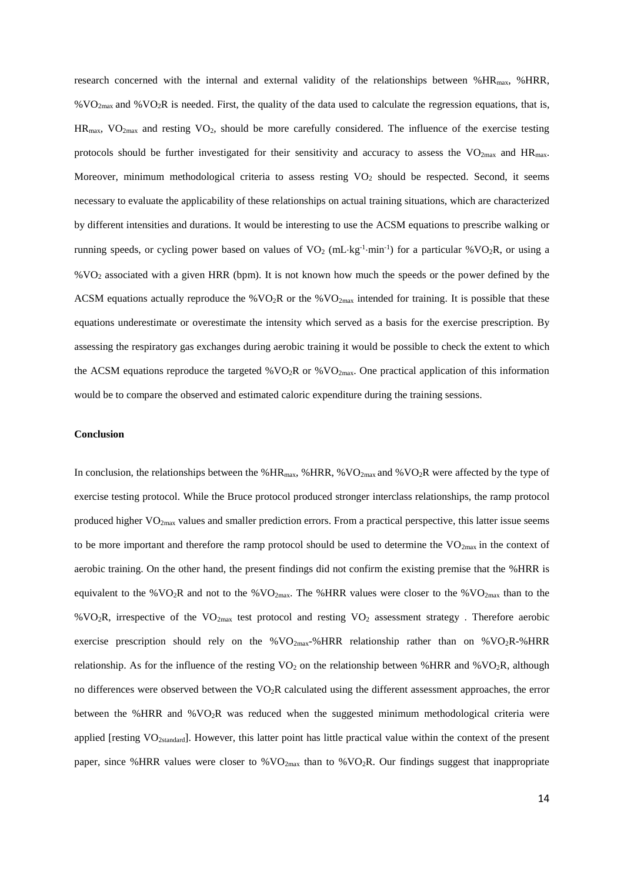research concerned with the internal and external validity of the relationships between $\%HR_{max}$, %HRR, $\%VO_{2max}$ and $\%VO_2R$ is needed. First, the quality of the data used to calculate the regression equations, that is, $HR_{max}$, $VO_{2max}$ and resting $VO_2$, should be more carefully considered. The influence of the exercise testing protocols should be further investigated for their sensitivity and accuracy to assess the $VO_{2max}$ and $HR_{max}$. Moreover, minimum methodological criteria to assess resting $VO_2$ should be respected. Second, it seems necessary to evaluate the applicability of these relationships on actual training situations, which are characterized by different intensities and durations. It would be interesting to use the ACSM equations to prescribe walking or running speeds, or cycling power based on values of $VO_2$ ($mL \cdot kg^{-1} \cdot min^{-1}$) for a particular $\%VO_2R$, or using a $\%VO_2$ associated with a given HRR (bpm). It is not known how much the speeds or the power defined by the ACSM equations actually reproduce the $\%VO_2R$ or the $\%VO_{2max}$ intended for training. It is possible that these equations underestimate or overestimate the intensity which served as a basis for the exercise prescription. By assessing the respiratory gas exchanges during aerobic training it would be possible to check the extent to which the ACSM equations reproduce the targeted $\%VO_2R$ or $\%VO_{2max}$. One practical application of this information would be to compare the observed and estimated caloric expenditure during the training sessions.

**Conclusion**

In conclusion, the relationships between the $\%HR_{max}$, %HRR, $\%VO_{2max}$ and $\%VO_2R$ were affected by the type of exercise testing protocol. While the Bruce protocol produced stronger interclass relationships, the ramp protocol produced higher $VO_{2max}$ values and smaller prediction errors. From a practical perspective, this latter issue seems to be more important and therefore the ramp protocol should be used to determine the $VO_{2max}$ in the context of aerobic training. On the other hand, the present findings did not confirm the existing premise that the %HRR is equivalent to the $\%VO_2R$ and not to the $\%VO_{2max}$. The %HRR values were closer to the $\%VO_{2max}$ than to the $\%VO_2R$, irrespective of the $VO_{2max}$ test protocol and resting $VO_2$ assessment strategy . Therefore aerobic exercise prescription should rely on the $\%VO_{2max}$-%HRR relationship rather than on $\%VO_2R$-%HRR relationship. As for the influence of the resting $VO_2$ on the relationship between %HRR and $\%VO_2R$, although no differences were observed between the $VO_2R$ calculated using the different assessment approaches, the error between the %HRR and $\%VO_2R$ was reduced when the suggested minimum methodological criteria were applied [resting $VO_{2standard}$]. However, this latter point has little practical value within the context of the present paper, since %HRR values were closer to $\%VO_{2max}$ than to $\%VO_2R$. Our findings suggest that inappropriate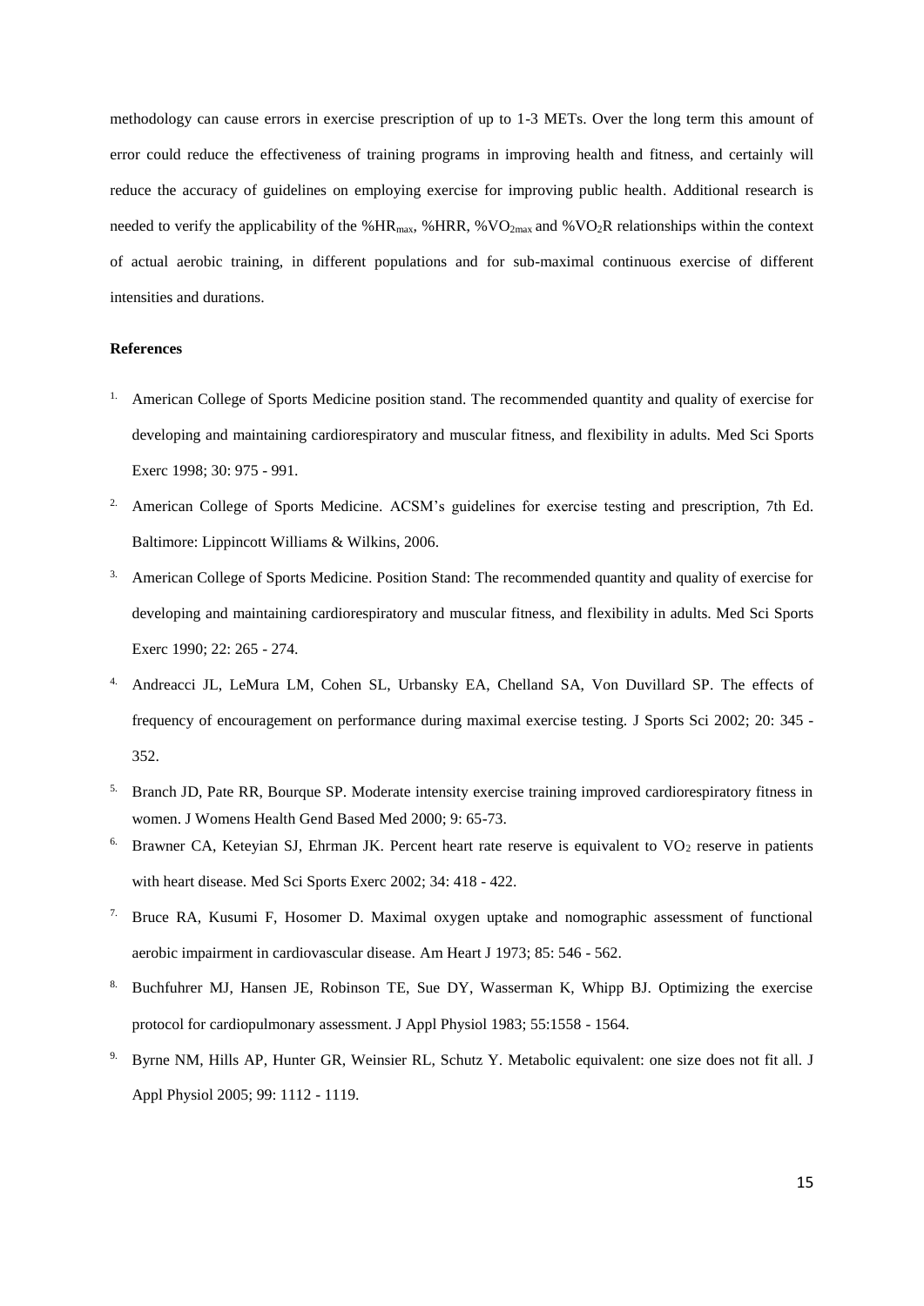methodology can cause errors in exercise prescription of up to 1-3 METs. Over the long term this amount of error could reduce the effectiveness of training programs in improving health and fitness, and certainly will reduce the accuracy of guidelines on employing exercise for improving public health. Additional research is needed to verify the applicability of the $\%HR_{max}$, %HRR, $\%VO_{2max}$ and $\%VO_2R$ relationships within the context of actual aerobic training, in different populations and for sub-maximal continuous exercise of different intensities and durations.

**References**

1. American College of Sports Medicine position stand. The recommended quantity and quality of exercise for developing and maintaining cardiorespiratory and muscular fitness, and flexibility in adults. Med Sci Sports Exerc 1998; 30: 975 - 991.
2. American College of Sports Medicine. ACSM's guidelines for exercise testing and prescription, 7th Ed. Baltimore: Lippincott Williams & Wilkins, 2006.
3. American College of Sports Medicine. Position Stand: The recommended quantity and quality of exercise for developing and maintaining cardiorespiratory and muscular fitness, and flexibility in adults. Med Sci Sports Exerc 1990; 22: 265 - 274.
4. Andreacci JL, LeMura LM, Cohen SL, Urbansky EA, Chelland SA, Von Duvillard SP. The effects of frequency of encouragement on performance during maximal exercise testing. J Sports Sci 2002; 20: 345 - 352.
5. Branch JD, Pate RR, Bourque SP. Moderate intensity exercise training improved cardiorespiratory fitness in women. J Womens Health Gend Based Med 2000; 9: 65-73.
6. Brawner CA, Keteyian SJ, Ehrman JK. Percent heart rate reserve is equivalent to $VO_2$ reserve in patients with heart disease. Med Sci Sports Exerc 2002; 34: 418 - 422.
7. Bruce RA, Kusumi F, Hosomer D. Maximal oxygen uptake and nomographic assessment of functional aerobic impairment in cardiovascular disease. Am Heart J 1973; 85: 546 - 562.
8. Buchfuhrer MJ, Hansen JE, Robinson TE, Sue DY, Wasserman K, Whipp BJ. Optimizing the exercise protocol for cardiopulmonary assessment. J Appl Physiol 1983; 55:1558 - 1564.
9. Byrne NM, Hills AP, Hunter GR, Weinsier RL, Schutz Y. Metabolic equivalent: one size does not fit all. J Appl Physiol 2005; 99: 1112 - 1119.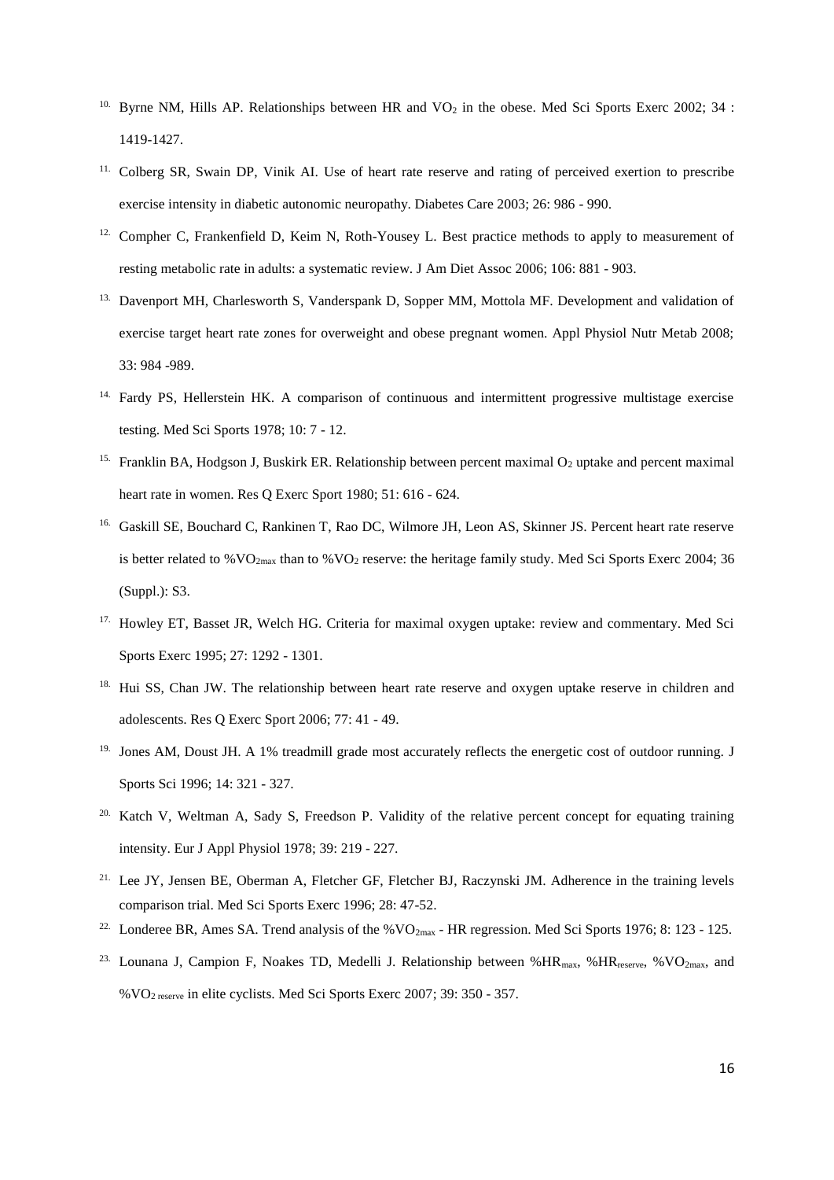10. Byrne NM, Hills AP. Relationships between HR and $VO_2$ in the obese. Med Sci Sports Exerc 2002; 34 : 1419-1427.
11. Colberg SR, Swain DP, Vinik AI. Use of heart rate reserve and rating of perceived exertion to prescribe exercise intensity in diabetic autonomic neuropathy. Diabetes Care 2003; 26: 986 - 990.
12. Compher C, Frankenfield D, Keim N, Roth-Yousey L. Best practice methods to apply to measurement of resting metabolic rate in adults: a systematic review. J Am Diet Assoc 2006; 106: 881 - 903.
13. Davenport MH, Charlesworth S, Vanderspank D, Sopper MM, Mottola MF. Development and validation of exercise target heart rate zones for overweight and obese pregnant women. Appl Physiol Nutr Metab 2008; 33: 984 -989.
14. Fardy PS, Hellerstein HK. A comparison of continuous and intermittent progressive multistage exercise testing. Med Sci Sports 1978; 10: 7 - 12.
15. Franklin BA, Hodgson J, Buskirk ER. Relationship between percent maximal $O_2$ uptake and percent maximal heart rate in women. Res Q Exerc Sport 1980; 51: 616 - 624.
16. Gaskill SE, Bouchard C, Rankinen T, Rao DC, Wilmore JH, Leon AS, Skinner JS. Percent heart rate reserve is better related to $\%VO_{2max}$ than to $\%VO_2$ reserve: the heritage family study. Med Sci Sports Exerc 2004; 36 (Suppl.): S3.
17. Howley ET, Basset JR, Welch HG. Criteria for maximal oxygen uptake: review and commentary. Med Sci Sports Exerc 1995; 27: 1292 - 1301.
18. Hui SS, Chan JW. The relationship between heart rate reserve and oxygen uptake reserve in children and adolescents. Res Q Exerc Sport 2006; 77: 41 - 49.
19. Jones AM, Doust JH. A 1% treadmill grade most accurately reflects the energetic cost of outdoor running. J Sports Sci 1996; 14: 321 - 327.
20. Katch V, Weltman A, Sady S, Freedson P. Validity of the relative percent concept for equating training intensity. Eur J Appl Physiol 1978; 39: 219 - 227.
21. Lee JY, Jensen BE, Oberman A, Fletcher GF, Fletcher BJ, Raczynski JM. Adherence in the training levels comparison trial. Med Sci Sports Exerc 1996; 28: 47-52.
22. Londeree BR, Ames SA. Trend analysis of the $\%VO_{2max}$ - HR regression. Med Sci Sports 1976; 8: 123 - 125.
23. Lounana J, Campion F, Noakes TD, Medelli J. Relationship between $\%HR_{max}$, $\%HR_{reserve}$, $\%VO_{2max}$, and $\%VO_{2\ reserve}$ in elite cyclists. Med Sci Sports Exerc 2007; 39: 350 - 357.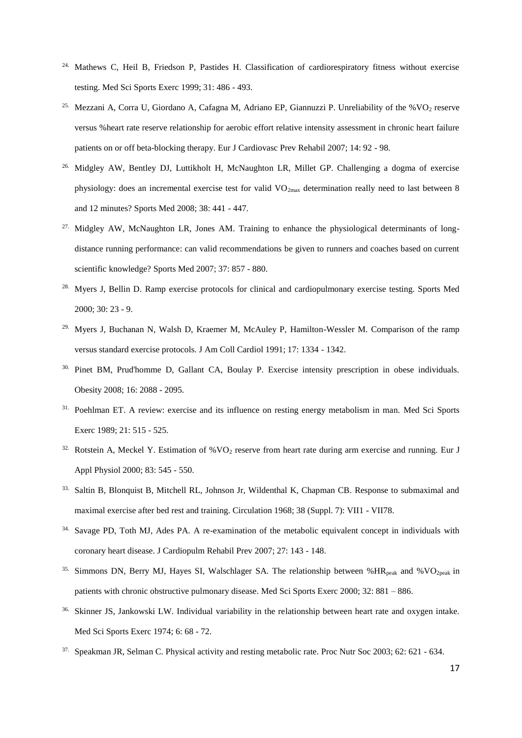24. Mathews C, Heil B, Friedson P, Pastides H. Classification of cardiorespiratory fitness without exercise testing. Med Sci Sports Exerc 1999; 31: 486 - 493.

25. Mezzani A, Corra U, Giordano A, Cafagna M, Adriano EP, Giannuzzi P. Unreliability of the %$VO_2$ reserve versus %heart rate reserve relationship for aerobic effort relative intensity assessment in chronic heart failure patients on or off beta-blocking therapy. Eur J Cardiovasc Prev Rehabil 2007; 14: 92 - 98.

26. Midgley AW, Bentley DJ, Luttikholt H, McNaughton LR, Millet GP. Challenging a dogma of exercise physiology: does an incremental exercise test for valid $VO_{2max}$ determination really need to last between 8 and 12 minutes? Sports Med 2008; 38: 441 - 447.

27. Midgley AW, McNaughton LR, Jones AM. Training to enhance the physiological determinants of long-distance running performance: can valid recommendations be given to runners and coaches based on current scientific knowledge? Sports Med 2007; 37: 857 - 880.

28. Myers J, Bellin D. Ramp exercise protocols for clinical and cardiopulmonary exercise testing. Sports Med 2000; 30: 23 - 9.

29. Myers J, Buchanan N, Walsh D, Kraemer M, McAuley P, Hamilton-Wessler M. Comparison of the ramp versus standard exercise protocols. J Am Coll Cardiol 1991; 17: 1334 - 1342.

30. Pinet BM, Prud'homme D, Gallant CA, Boulay P. Exercise intensity prescription in obese individuals. Obesity 2008; 16: 2088 - 2095.

31. Poehlman ET. A review: exercise and its influence on resting energy metabolism in man. Med Sci Sports Exerc 1989; 21: 515 - 525.

32. Rotstein A, Meckel Y. Estimation of %$VO_2$ reserve from heart rate during arm exercise and running. Eur J Appl Physiol 2000; 83: 545 - 550.

33. Saltin B, Blonquist B, Mitchell RL, Johnson Jr, Wildenthal K, Chapman CB. Response to submaximal and maximal exercise after bed rest and training. Circulation 1968; 38 (Suppl. 7): VII1 - VII78.

34. Savage PD, Toth MJ, Ades PA. A re-examination of the metabolic equivalent concept in individuals with coronary heart disease. J Cardiopulm Rehabil Prev 2007; 27: 143 - 148.

35. Simmons DN, Berry MJ, Hayes SI, Walschlager SA. The relationship between %$HR_{peak}$ and %$VO_{2peak}$ in patients with chronic obstructive pulmonary disease. Med Sci Sports Exerc 2000; 32: 881 – 886.

36. Skinner JS, Jankowski LW. Individual variability in the relationship between heart rate and oxygen intake. Med Sci Sports Exerc 1974; 6: 68 - 72.

37. Speakman JR, Selman C. Physical activity and resting metabolic rate. Proc Nutr Soc 2003; 62: 621 - 634.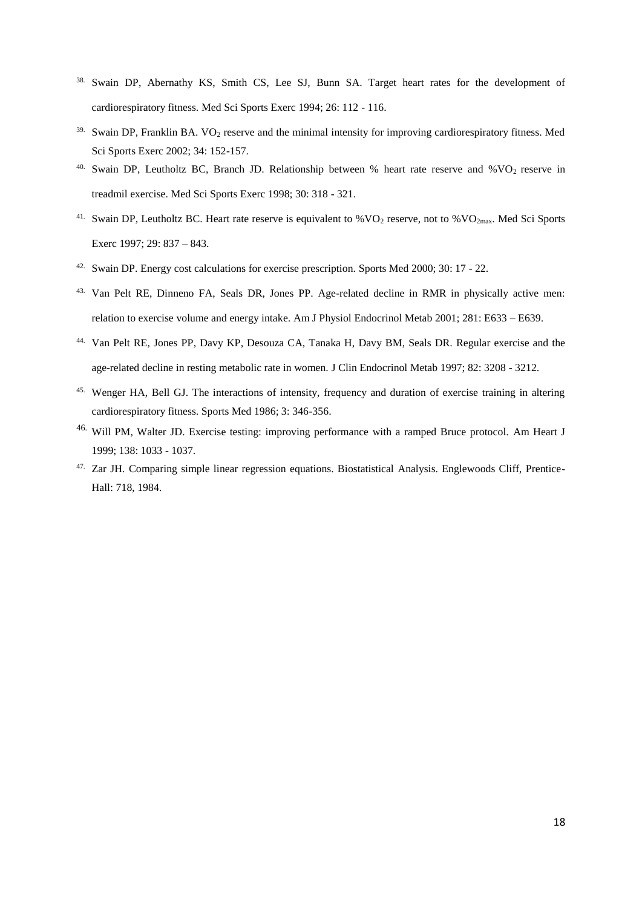38. Swain DP, Abernathy KS, Smith CS, Lee SJ, Bunn SA. Target heart rates for the development of cardiorespiratory fitness. Med Sci Sports Exerc 1994; 26: 112 - 116.

39. Swain DP, Franklin BA. $VO_2$ reserve and the minimal intensity for improving cardiorespiratory fitness. Med Sci Sports Exerc 2002; 34: 152-157.

40. Swain DP, Leutholtz BC, Branch JD. Relationship between % heart rate reserve and $\%VO_2$ reserve in treadmil exercise. Med Sci Sports Exerc 1998; 30: 318 - 321.

41. Swain DP, Leutholtz BC. Heart rate reserve is equivalent to $\%VO_2$ reserve, not to $\%VO_{2max}$. Med Sci Sports Exerc 1997; 29: 837 – 843.

42. Swain DP. Energy cost calculations for exercise prescription. Sports Med 2000; 30: 17 - 22.

43. Van Pelt RE, Dinneno FA, Seals DR, Jones PP. Age-related decline in RMR in physically active men: relation to exercise volume and energy intake. Am J Physiol Endocrinol Metab 2001; 281: E633 – E639.

44. Van Pelt RE, Jones PP, Davy KP, Desouza CA, Tanaka H, Davy BM, Seals DR. Regular exercise and the age-related decline in resting metabolic rate in women. J Clin Endocrinol Metab 1997; 82: 3208 - 3212.

45. Wenger HA, Bell GJ. The interactions of intensity, frequency and duration of exercise training in altering cardiorespiratory fitness. Sports Med 1986; 3: 346-356.

46. Will PM, Walter JD. Exercise testing: improving performance with a ramped Bruce protocol. Am Heart J 1999; 138: 1033 - 1037.

47. Zar JH. Comparing simple linear regression equations. Biostatistical Analysis. Englewoods Cliff, Prentice-Hall: 718, 1984.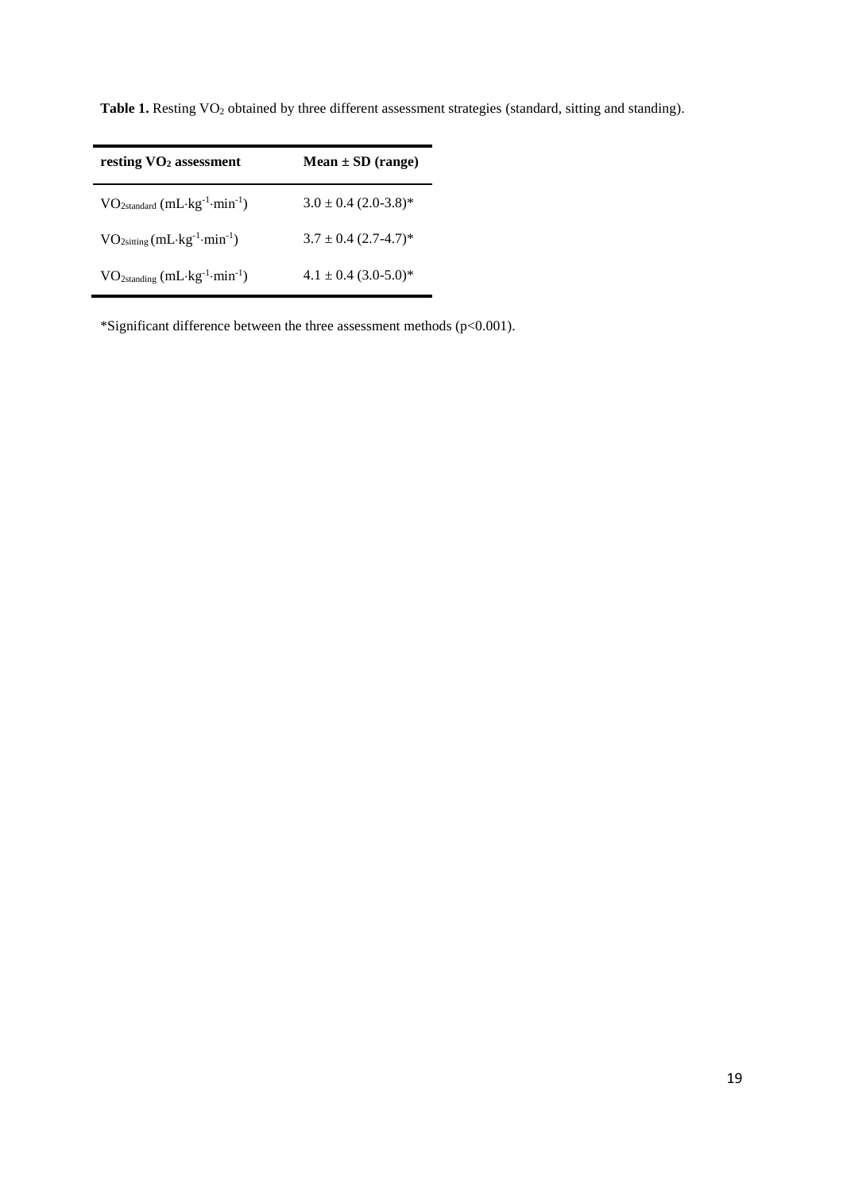**Table 1.** Resting $VO_2$ obtained by three different assessment strategies (standard, sitting and standing).

| **resting $VO_2$ assessment** | **Mean ± SD (range)** |
|---|---|
| $VO_{2standard}$ ($mL \cdot kg^{-1} \cdot min^{-1}$) | 3.0 ± 0.4 (2.0-3.8)* |
| $VO_{2sitting}$ ($mL \cdot kg^{-1} \cdot min^{-1}$) | 3.7 ± 0.4 (2.7-4.7)* |
| $VO_{2standing}$ ($mL \cdot kg^{-1} \cdot min^{-1}$) | 4.1 ± 0.4 (3.0-5.0)* |

*Significant difference between the three assessment methods ($p<0.001$).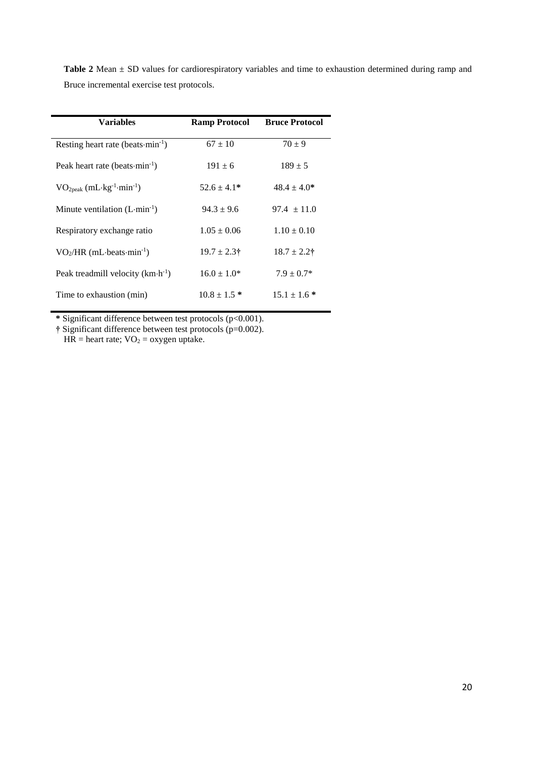**Table 2** Mean ± SD values for cardiorespiratory variables and time to exhaustion determined during ramp and Bruce incremental exercise test protocols.

| Variables | Ramp Protocol | Bruce Protocol |
|---|---|---|
| Resting heart rate (beats·min$^{-1}$) | 67 ± 10 | 70 ± 9 |
| Peak heart rate (beats·min$^{-1}$) | 191 ± 6 | 189 ± 5 |
| $VO_{2peak}$ (mL·kg$^{-1}$·min$^{-1}$) | 52.6 ± 4.1* | 48.4 ± 4.0* |
| Minute ventilation (L·min$^{-1}$) | 94.3 ± 9.6 | 97.4 ± 11.0 |
| Respiratory exchange ratio | 1.05 ± 0.06 | 1.10 ± 0.10 |
| $VO_2$/HR (mL·beats·min$^{-1}$) | 19.7 ± 2.3† | 18.7 ± 2.2† |
| Peak treadmill velocity (km·h$^{-1}$) | 16.0 ± 1.0* | 7.9 ± 0.7* |
| Time to exhaustion (min) | 10.8 ± 1.5 * | 15.1 ± 1.6 * |

\* Significant difference between test protocols ($p<0.001$).

† Significant difference between test protocols ($p=0.002$).

HR = heart rate; $VO_2$ = oxygen uptake.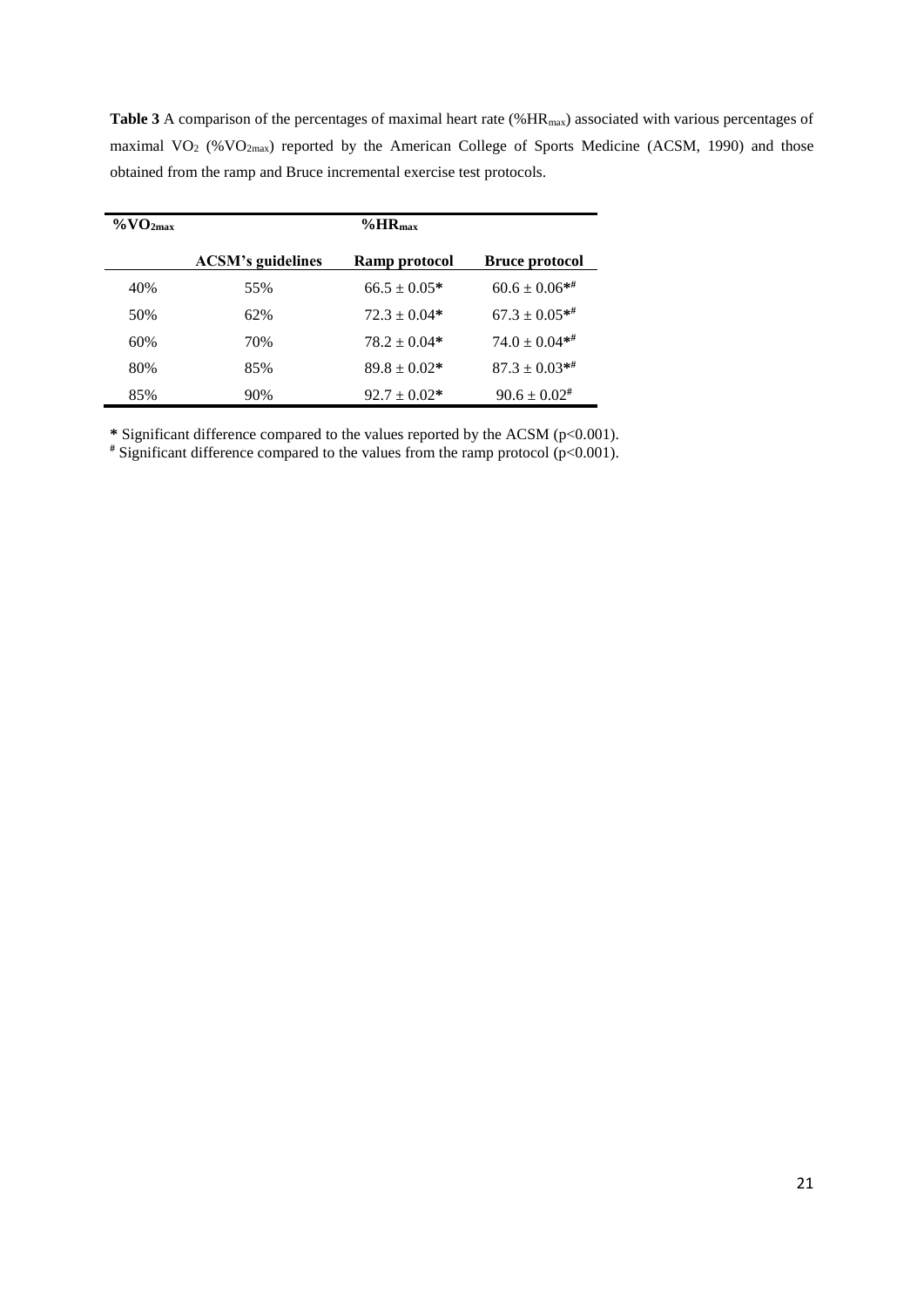**Table 3** A comparison of the percentages of maximal heart rate ($\%HR_{max}$) associated with various percentages of maximal $VO_2$ ($\%VO_{2max}$) reported by the American College of Sports Medicine (ACSM, 1990) and those obtained from the ramp and Bruce incremental exercise test protocols.

| $\%VO_{2max}$ | $\%HR_{max}$ | | |
|---|---|---|---|
| | **ACSM's guidelines** | **Ramp protocol** | **Bruce protocol** |
| 40% | 55% | $66.5 \pm 0.05$* | $60.6 \pm 0.06$*# |
| 50% | 62% | $72.3 \pm 0.04$* | $67.3 \pm 0.05$*# |
| 60% | 70% | $78.2 \pm 0.04$* | $74.0 \pm 0.04$*# |
| 80% | 85% | $89.8 \pm 0.02$* | $87.3 \pm 0.03$*# |
| 85% | 90% | $92.7 \pm 0.02$* | $90.6 \pm 0.02$# |

* Significant difference compared to the values reported by the ACSM ($p<0.001$).

# Significant difference compared to the values from the ramp protocol ($p<0.001$).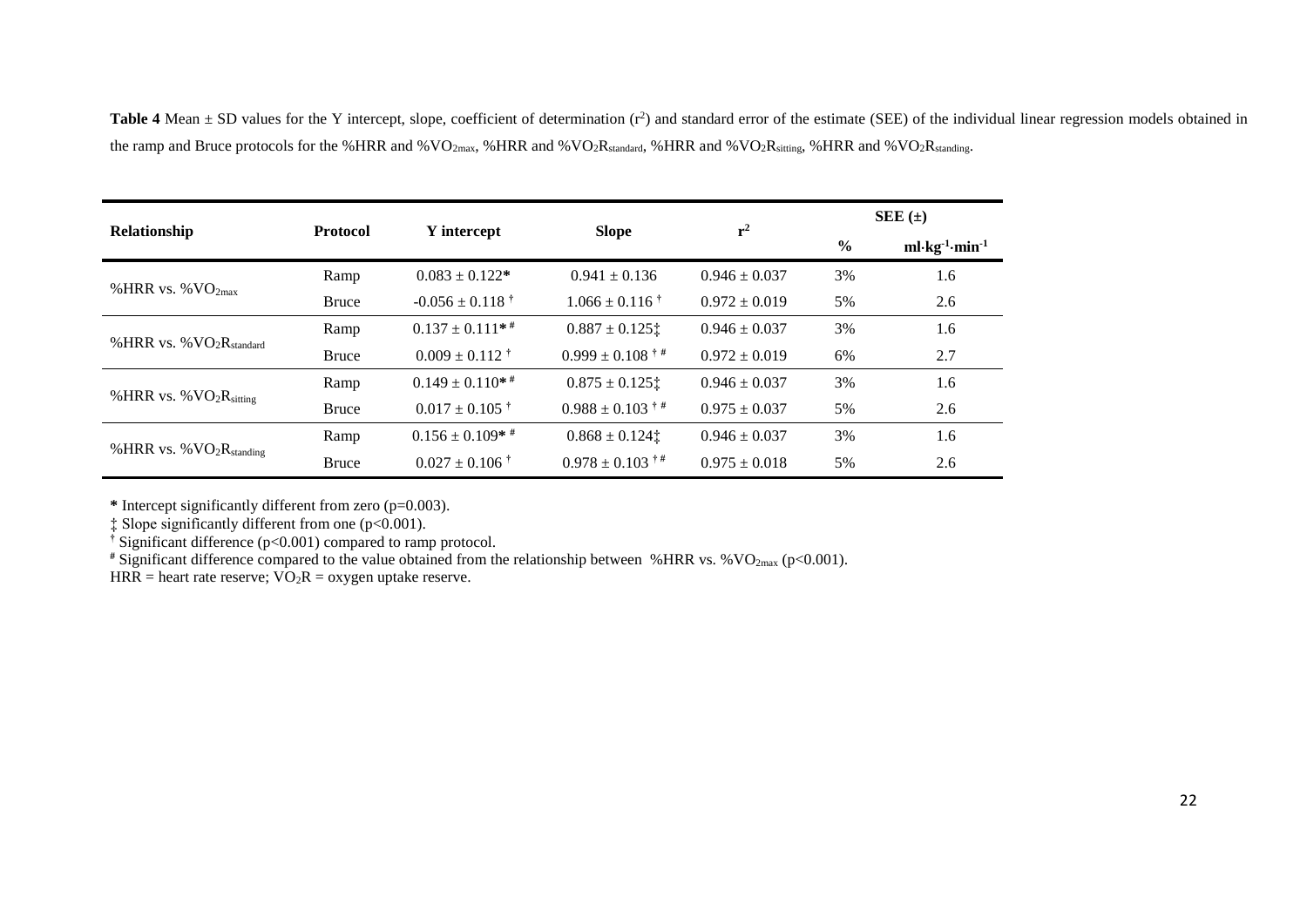**Table 4** Mean ± SD values for the Y intercept, slope, coefficient of determination ($r^2$) and standard error of the estimate (SEE) of the individual linear regression models obtained in the ramp and Bruce protocols for the %HRR and $\%VO_{2max}$, %HRR and $\%VO_2R_{standard}$, %HRR and $\%VO_2R_{sitting}$, %HRR and $\%VO_2R_{standing}$.

| Relationship | Protocol | Y intercept | Slope | $r^2$ | SEE (±) | |
|---|---|---|---|---|---|---|
| | | | | | % | $ml \cdot kg^{-1} \cdot min^{-1}$ |
| %HRR vs. $\%VO_{2max}$ | Ramp | 0.083 ± 0.122* | 0.941 ± 0.136 | 0.946 ± 0.037 | 3% | 1.6 |
| | Bruce | -0.056 ± 0.118 † | 1.066 ± 0.116 † | 0.972 ± 0.019 | 5% | 2.6 |
| %HRR vs. $\%VO_2R_{standard}$ | Ramp | 0.137 ± 0.111* # | 0.887 ± 0.125‡ | 0.946 ± 0.037 | 3% | 1.6 |
| | Bruce | 0.009 ± 0.112 † | 0.999 ± 0.108 † # | 0.972 ± 0.019 | 6% | 2.7 |
| %HRR vs. $\%VO_2R_{sitting}$ | Ramp | 0.149 ± 0.110* # | 0.875 ± 0.125‡ | 0.946 ± 0.037 | 3% | 1.6 |
| | Bruce | 0.017 ± 0.105 † | 0.988 ± 0.103 † # | 0.975 ± 0.037 | 5% | 2.6 |
| %HRR vs. $\%VO_2R_{standing}$ | Ramp | 0.156 ± 0.109* # | 0.868 ± 0.124‡ | 0.946 ± 0.037 | 3% | 1.6 |
| | Bruce | 0.027 ± 0.106 † | 0.978 ± 0.103 † # | 0.975 ± 0.018 | 5% | 2.6 |

* Intercept significantly different from zero ($p=0.003$).

‡ Slope significantly different from one ($p<0.001$).

† Significant difference ($p<0.001$) compared to ramp protocol.

# Significant difference compared to the value obtained from the relationship between %HRR vs. $\%VO_{2max}$ ($p<0.001$).

HRR = heart rate reserve; $VO_2R$ = oxygen uptake reserve.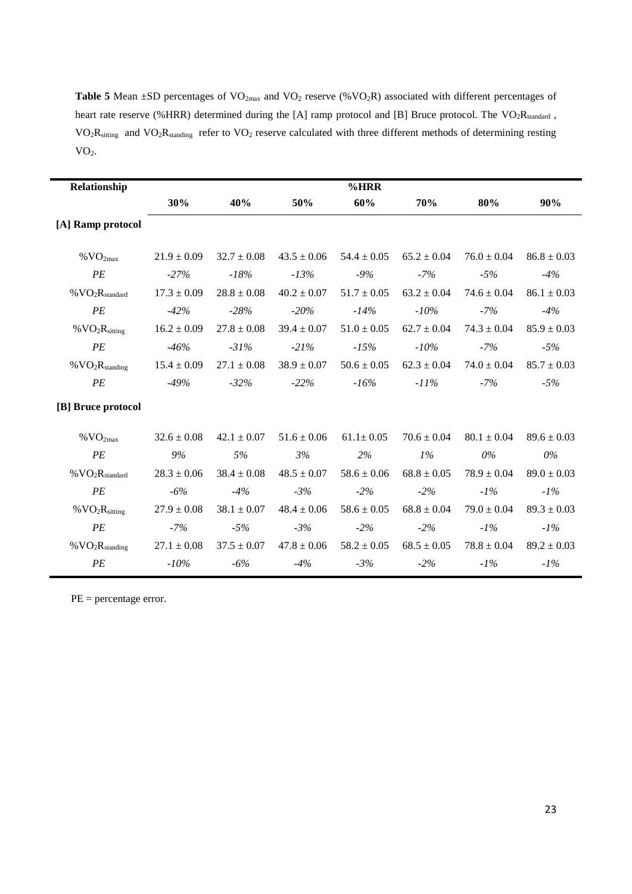**Table 5** Mean ±SD percentages of $VO_{2max}$ and $VO_2$ reserve (%$VO_2R$) associated with different percentages of heart rate reserve (%HRR) determined during the [A] ramp protocol and [B] Bruce protocol. The $VO_2R_{standard}$ , $VO_2R_{sitting}$ and $VO_2R_{standing}$ refer to $VO_2$ reserve calculated with three different methods of determining resting $VO_2$.

| Relationship | %HRR | | | | | | |
|---|---|---|---|---|---|---|---|
| | 30% | 40% | 50% | 60% | 70% | 80% | 90% |
| **[A] Ramp protocol** | | | | | | | |
| %$VO_{2max}$ | 21.9 ± 0.09 | 32.7 ± 0.08 | 43.5 ± 0.06 | 54.4 ± 0.05 | 65.2 ± 0.04 | 76.0 ± 0.04 | 86.8 ± 0.03 |
| *PE* | *-27%* | *-18%* | *-13%* | *-9%* | *-7%* | *-5%* | *-4%* |
| %$VO_2R_{standard}$ | 17.3 ± 0.09 | 28.8 ± 0.08 | 40.2 ± 0.07 | 51.7 ± 0.05 | 63.2 ± 0.04 | 74.6 ± 0.04 | 86.1 ± 0.03 |
| *PE* | *-42%* | *-28%* | *-20%* | *-14%* | *-10%* | *-7%* | *-4%* |
| %$VO_2R_{sitting}$ | 16.2 ± 0.09 | 27.8 ± 0.08 | 39.4 ± 0.07 | 51.0 ± 0.05 | 62.7 ± 0.04 | 74.3 ± 0.04 | 85.9 ± 0.03 |
| *PE* | *-46%* | *-31%* | *-21%* | *-15%* | *-10%* | *-7%* | *-5%* |
| %$VO_2R_{standing}$ | 15.4 ± 0.09 | 27.1 ± 0.08 | 38.9 ± 0.07 | 50.6 ± 0.05 | 62.3 ± 0.04 | 74.0 ± 0.04 | 85.7 ± 0.03 |
| *PE* | *-49%* | *-32%* | *-22%* | *-16%* | *-11%* | *-7%* | *-5%* |
| **[B] Bruce protocol** | | | | | | | |
| %$VO_{2max}$ | 32.6 ± 0.08 | 42.1 ± 0.07 | 51.6 ± 0.06 | 61.1± 0.05 | 70.6 ± 0.04 | 80.1 ± 0.04 | 89.6 ± 0.03 |
| *PE* | *9%* | *5%* | *3%* | *2%* | *1%* | *0%* | *0%* |
| %$VO_2R_{standard}$ | 28.3 ± 0.06 | 38.4 ± 0.08 | 48.5 ± 0.07 | 58.6 ± 0.06 | 68.8 ± 0.05 | 78.9 ± 0.04 | 89.0 ± 0.03 |
| *PE* | *-6%* | *-4%* | *-3%* | *-2%* | *-2%* | *-1%* | *-1%* |
| %$VO_2R_{sitting}$ | 27.9 ± 0.08 | 38.1 ± 0.07 | 48.4 ± 0.06 | 58.6 ± 0.05 | 68.8 ± 0.05 | 79.0 ± 0.04 | 89.3 ± 0.03 |
| *PE* | *-7%* | *-5%* | *-3%* | *-2%* | *-2%* | *-1%* | *-1%* |
| %$VO_2R_{standing}$ | 27.1 ± 0.08 | 37.5 ± 0.07 | 47.8 ± 0.06 | 58.2 ± 0.05 | 68.5 ± 0.05 | 78.8 ± 0.04 | 89.2 ± 0.03 |
| *PE* | *-10%* | *-6%* | *-4%* | *-3%* | *-2%* | *-1%* | *-1%* |

PE = percentage error.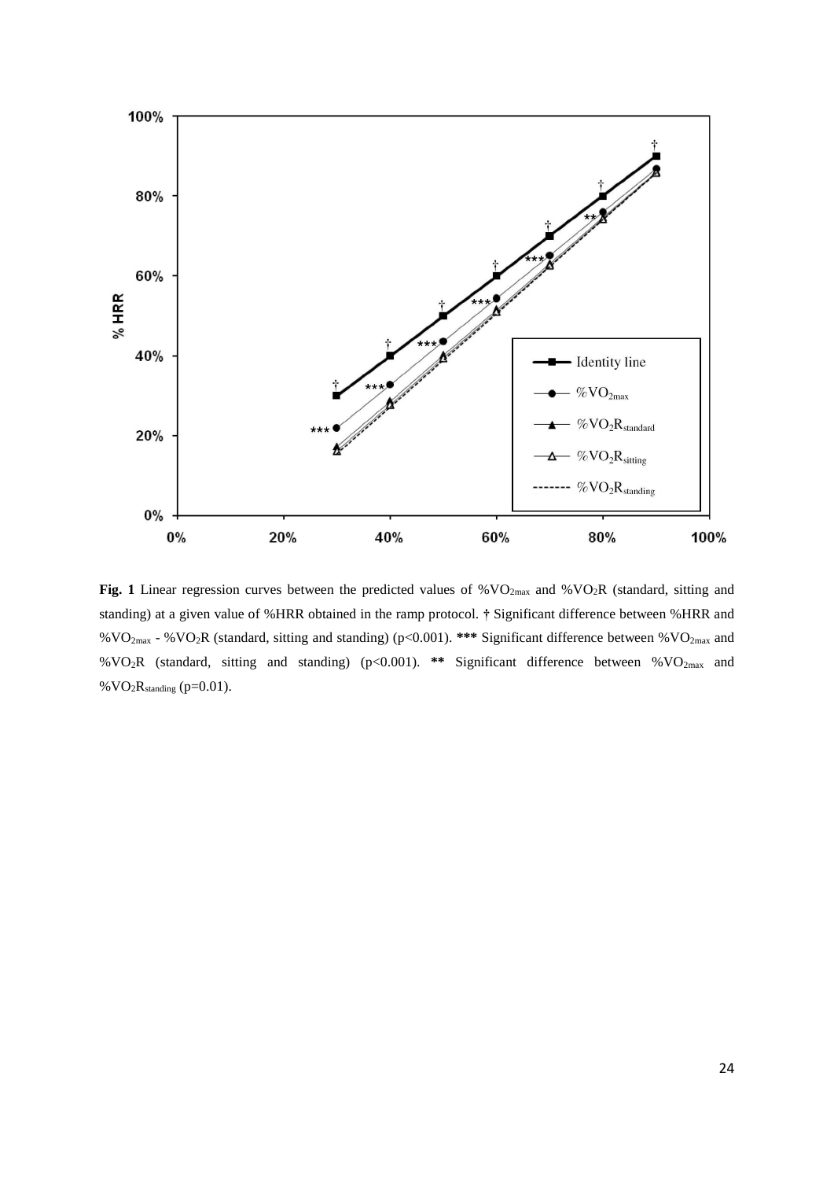**Fig. 1** Linear regression curves between the predicted values of $\%VO_{2max}$ and $\%VO_2R$ (standard, sitting and standing) at a given value of %HRR obtained in the ramp protocol. † Significant difference between %HRR and $\%VO_{2max}$ - $\%VO_2R$ (standard, sitting and standing) ($p<0.001$). *** Significant difference between $\%VO_{2max}$ and $\%VO_2R$ (standard, sitting and standing) ($p<0.001$). ** Significant difference between $\%VO_{2max}$ and $\%VO_2R_{standing}$ ($p=0.01$).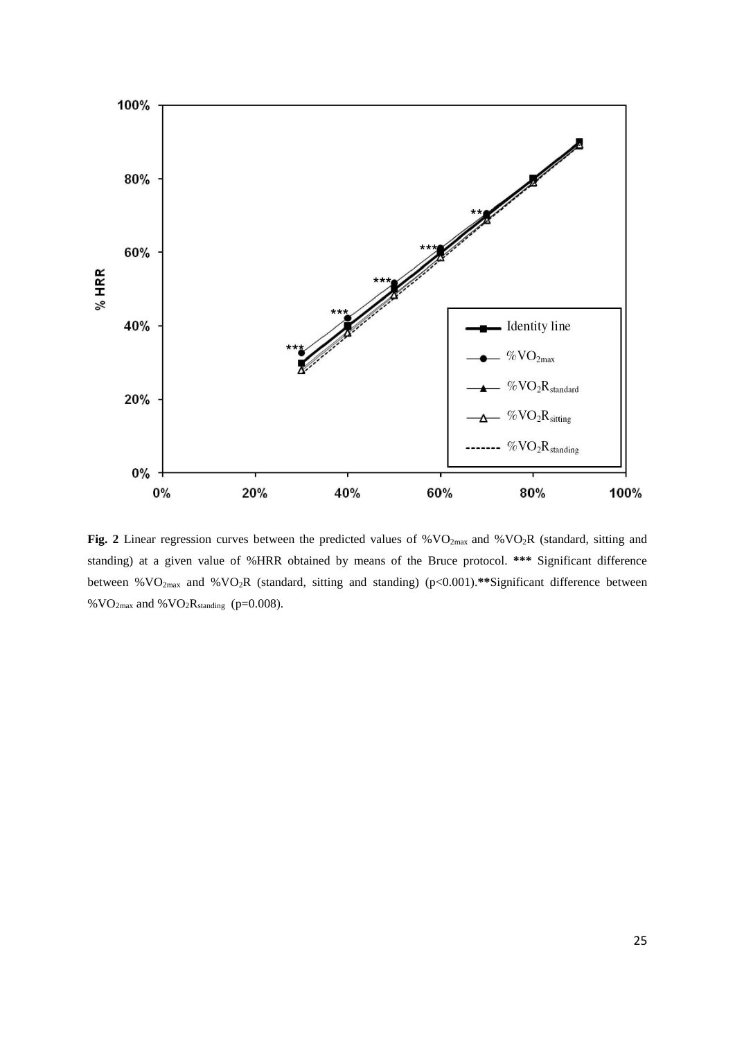100%

80%

60%

% HRR

40%

20%

0%

0%

20%

40%

60%

80%

100%

***

***

***

***

**

Identity line

$\%VO_{2max}$

$\%VO_2R_{standard}$

$\%VO_2R_{sitting}$

$\%VO_2R_{standing}$

**Fig. 2** Linear regression curves between the predicted values of $\%VO_{2max}$ and $\%VO_2R$ (standard, sitting and standing) at a given value of %HRR obtained by means of the Bruce protocol. **\*\*\*** Significant difference between $\%VO_{2max}$ and $\%VO_2R$ (standard, sitting and standing) ($p<0.001$).**\*\***Significant difference between $\%VO_{2max}$ and $\%VO_2R_{standing}$ ($p=0.008$).